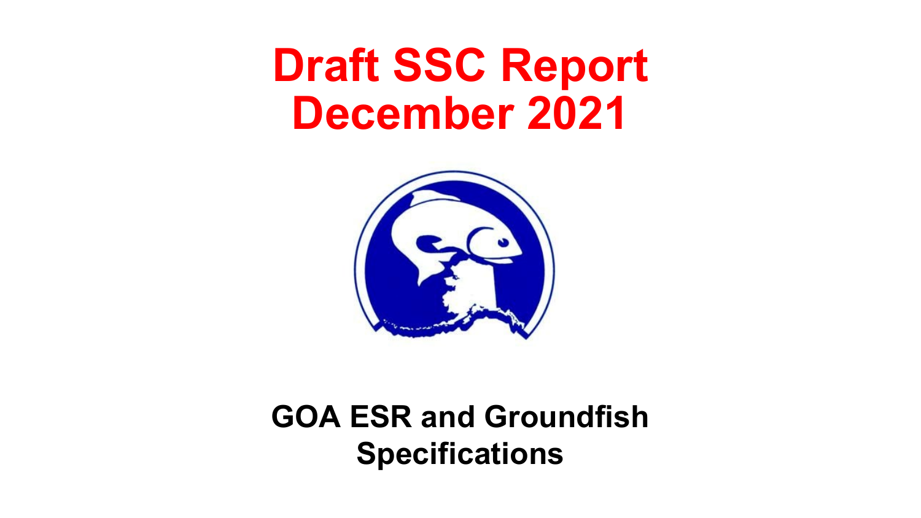# Draft SSC Report December 2021

## GOA ESR and Groundfish Specifications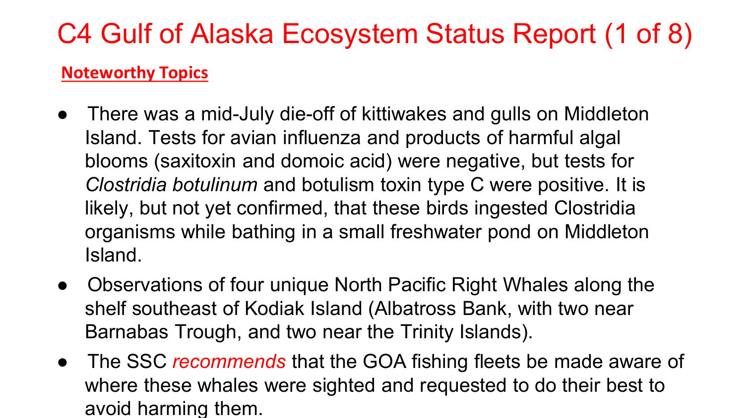# C4 Gulf of Alaska Ecosystem Status Report (1 of 8)

**Noteworthy Topics**

- There was a mid-July die-off of kittiwakes and gulls on Middleton Island. Tests for avian influenza and products of harmful algal blooms (saxitoxin and domoic acid) were negative, but tests for *Clostridia botulinum* and botulism toxin type C were positive. It is likely, but not yet confirmed, that these birds ingested Clostridia organisms while bathing in a small freshwater pond on Middleton Island.
- Observations of four unique North Pacific Right Whales along the shelf southeast of Kodiak Island (Albatross Bank, with two near Barnabas Trough, and two near the Trinity Islands).
- The SSC *recommends* that the GOA fishing fleets be made aware of where these whales were sighted and requested to do their best to avoid harming them.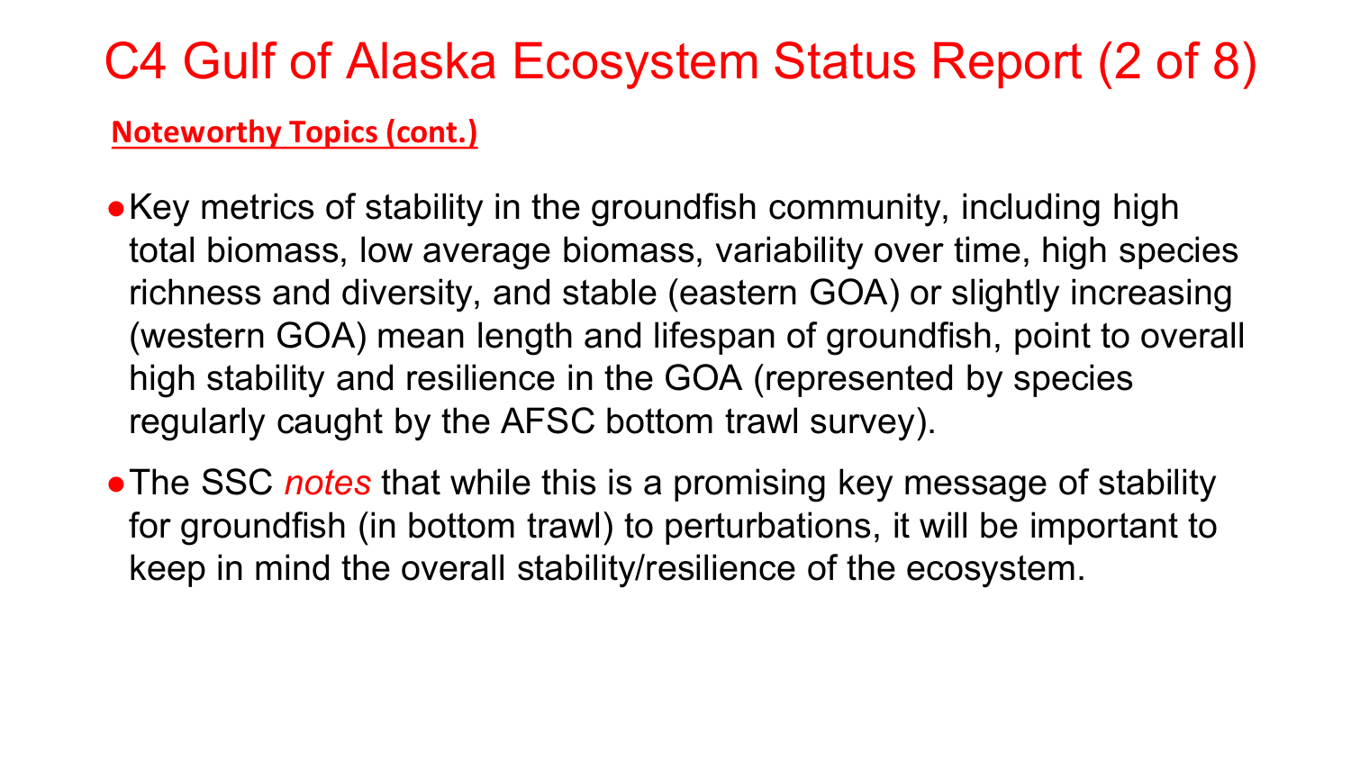# C4 Gulf of Alaska Ecosystem Status Report (2 of 8)

**Noteworthy Topics (cont.)**

- Key metrics of stability in the groundfish community, including high total biomass, low average biomass, variability over time, high species richness and diversity, and stable (eastern GOA) or slightly increasing (western GOA) mean length and lifespan of groundfish, point to overall high stability and resilience in the GOA (represented by species regularly caught by the AFSC bottom trawl survey).
- The SSC *notes* that while this is a promising key message of stability for groundfish (in bottom trawl) to perturbations, it will be important to keep in mind the overall stability/resilience of the ecosystem.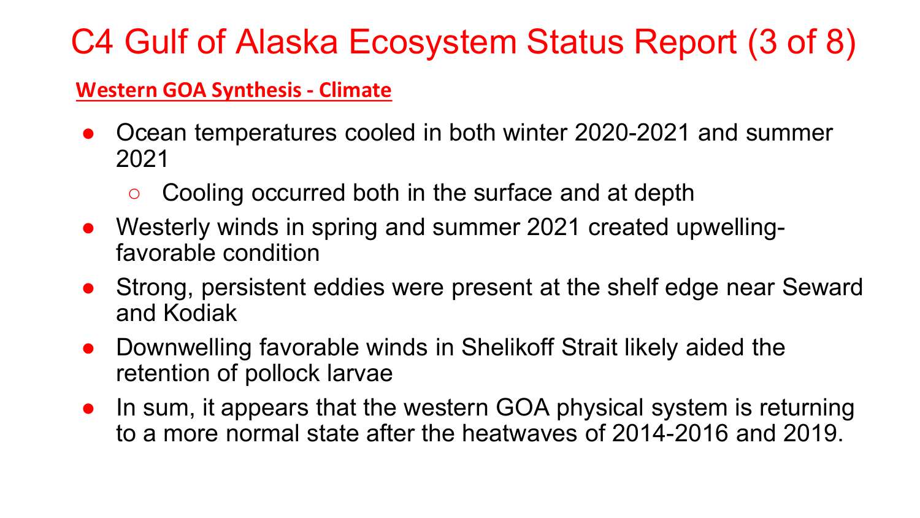# C4 Gulf of Alaska Ecosystem Status Report (3 of 8)

## Western GOA Synthesis - Climate

- Ocean temperatures cooled in both winter 2020-2021 and summer 2021
  - Cooling occurred both in the surface and at depth
- Westerly winds in spring and summer 2021 created upwelling-favorable condition
- Strong, persistent eddies were present at the shelf edge near Seward and Kodiak
- Downwelling favorable winds in Shelikoff Strait likely aided the retention of pollock larvae
- In sum, it appears that the western GOA physical system is returning to a more normal state after the heatwaves of 2014-2016 and 2019.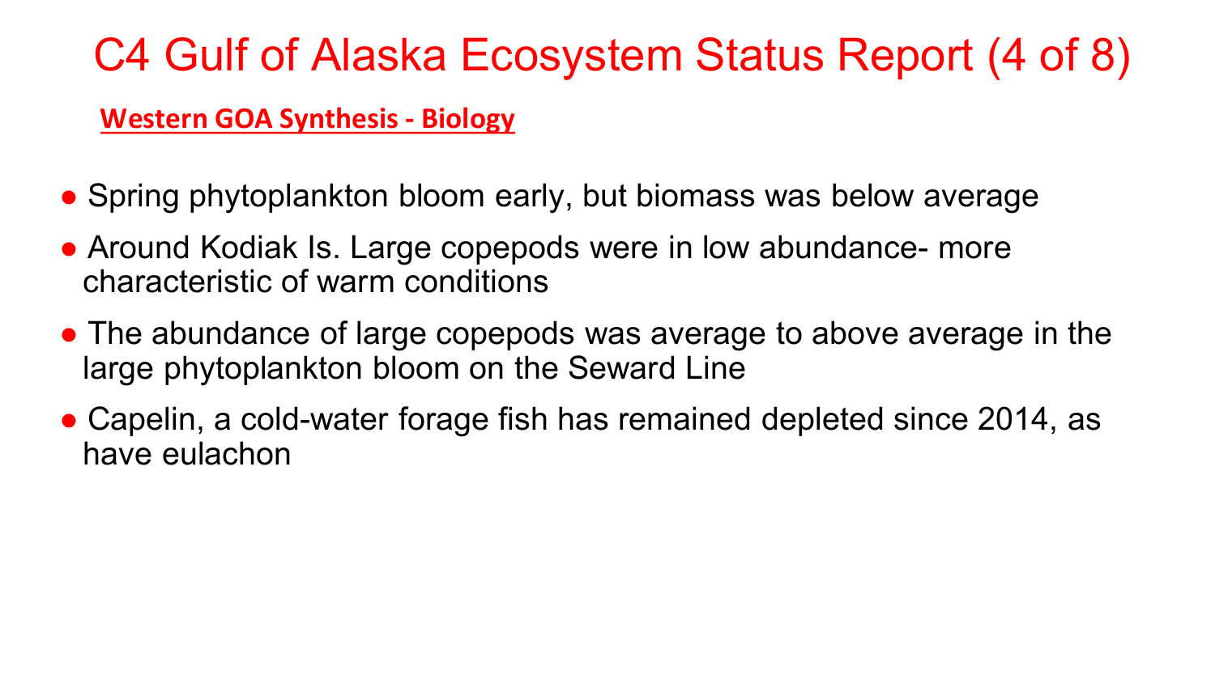# C4 Gulf of Alaska Ecosystem Status Report (4 of 8)

## Western GOA Synthesis - Biology

- Spring phytoplankton bloom early, but biomass was below average
- Around Kodiak Is. Large copepods were in low abundance- more characteristic of warm conditions
- The abundance of large copepods was average to above average in the large phytoplankton bloom on the Seward Line
- Capelin, a cold-water forage fish has remained depleted since 2014, as have eulachon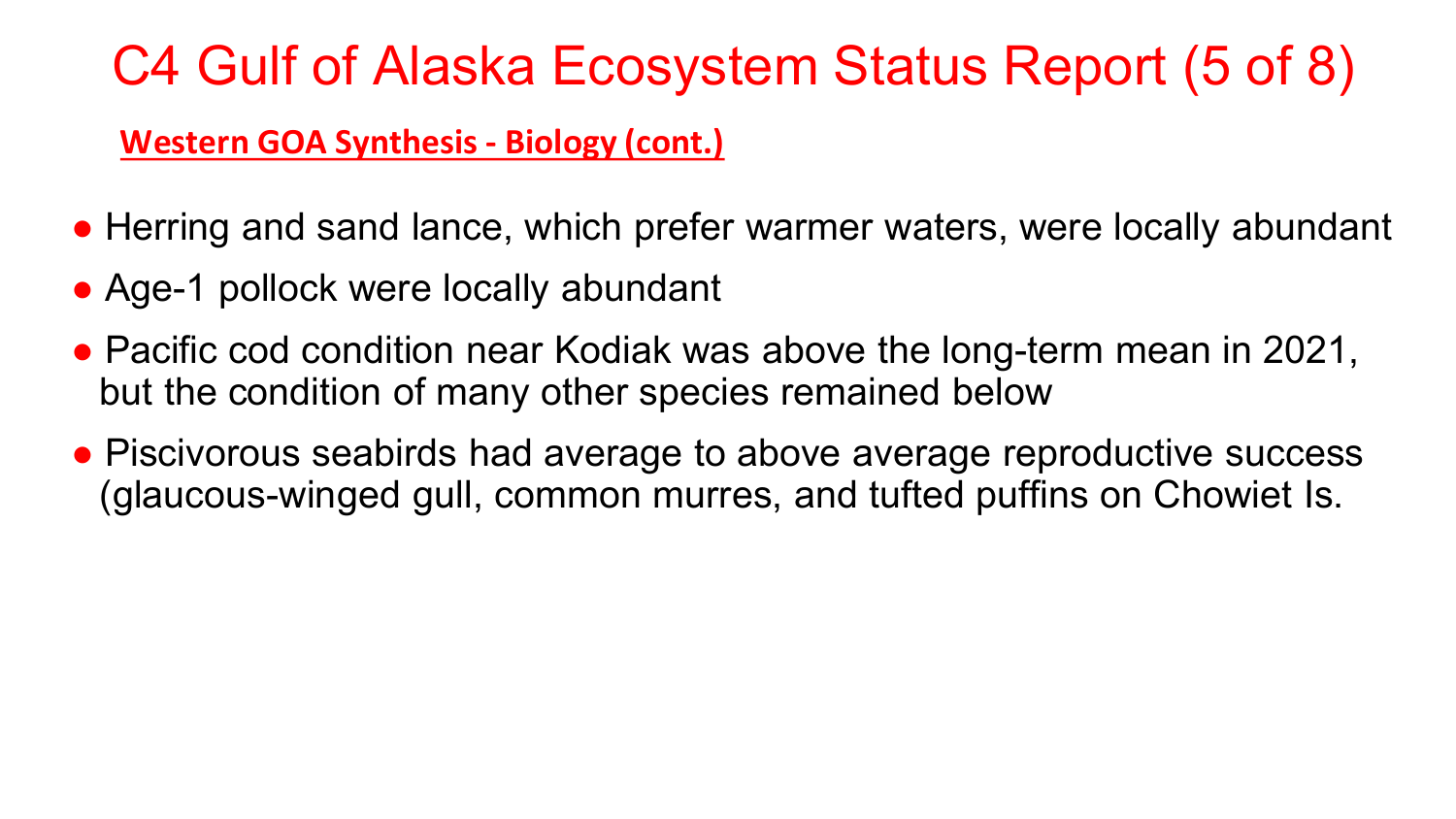# C4 Gulf of Alaska Ecosystem Status Report (5 of 8)

**Western GOA Synthesis - Biology (cont.)**

- Herring and sand lance, which prefer warmer waters, were locally abundant
- Age-1 pollock were locally abundant
- Pacific cod condition near Kodiak was above the long-term mean in 2021, but the condition of many other species remained below
- Piscivorous seabirds had average to above average reproductive success (glaucous-winged gull, common murres, and tufted puffins on Chowiet Is.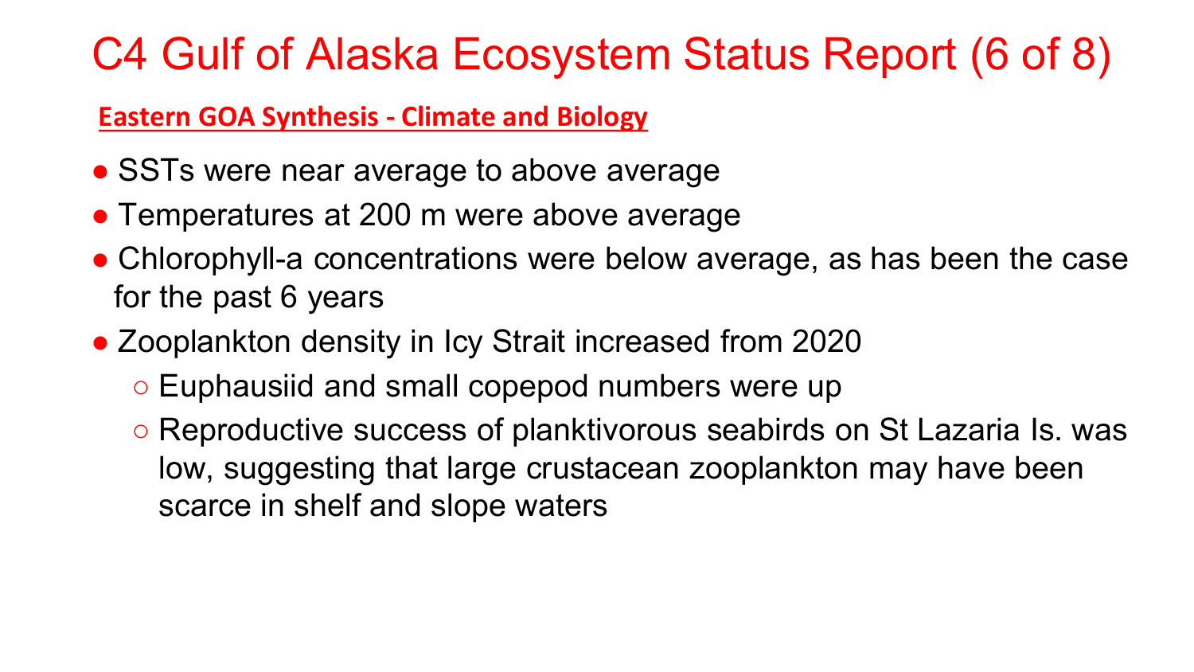# C4 Gulf of Alaska Ecosystem Status Report (6 of 8)

**Eastern GOA Synthesis - Climate and Biology**

- SSTs were near average to above average
- Temperatures at 200 m were above average
- Chlorophyll-a concentrations were below average, as has been the case for the past 6 years
- Zooplankton density in Icy Strait increased from 2020
  - Euphausiid and small copepod numbers were up
  - Reproductive success of planktivorous seabirds on St Lazaria Is. was low, suggesting that large crustacean zooplankton may have been scarce in shelf and slope waters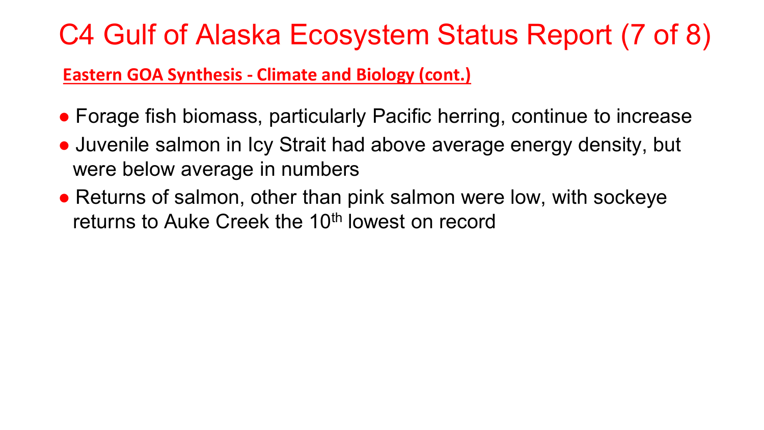# C4 Gulf of Alaska Ecosystem Status Report (7 of 8)

**Eastern GOA Synthesis - Climate and Biology (cont.)**

- Forage fish biomass, particularly Pacific herring, continue to increase
- Juvenile salmon in Icy Strait had above average energy density, but were below average in numbers
- Returns of salmon, other than pink salmon were low, with sockeye returns to Auke Creek the 10$^{th}$ lowest on record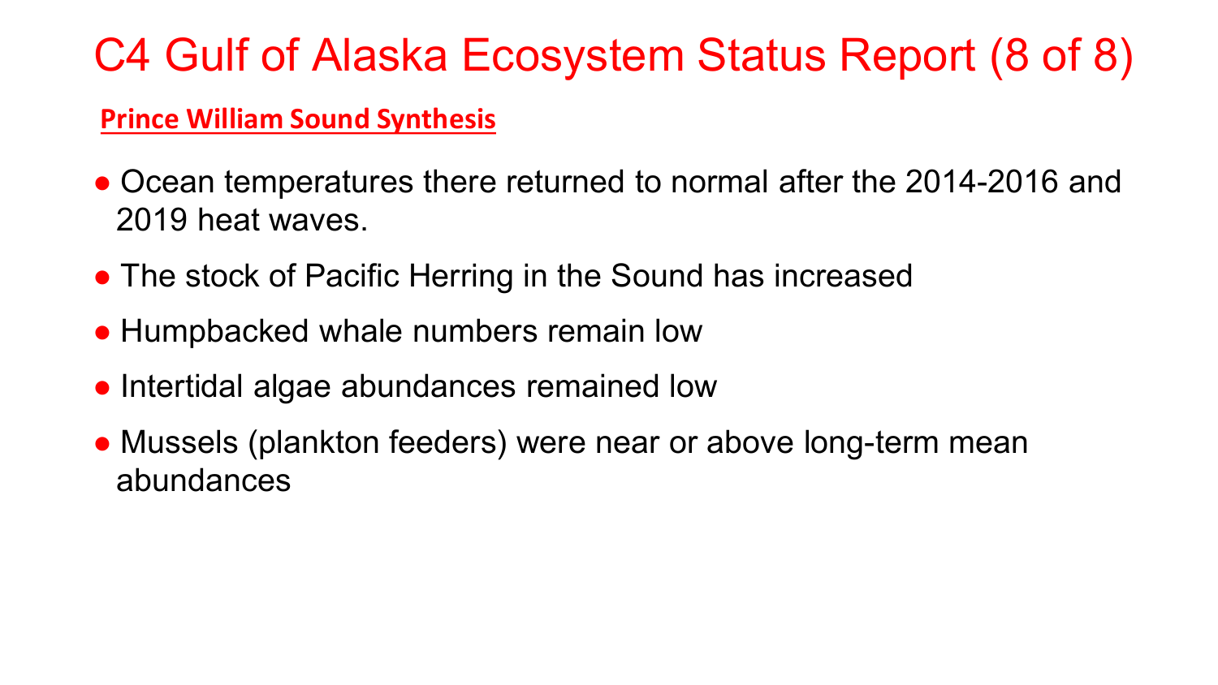# C4 Gulf of Alaska Ecosystem Status Report (8 of 8)

## Prince William Sound Synthesis

- Ocean temperatures there returned to normal after the 2014-2016 and 2019 heat waves.
- The stock of Pacific Herring in the Sound has increased
- Humpbacked whale numbers remain low
- Intertidal algae abundances remained low
- Mussels (plankton feeders) were near or above long-term mean abundances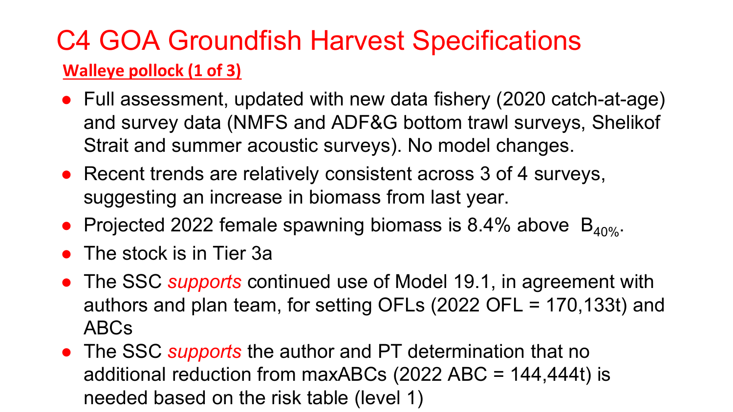# C4 GOA Groundfish Harvest Specifications

**Walleye pollock (1 of 3)**

- Full assessment, updated with new data fishery (2020 catch-at-age) and survey data (NMFS and ADF&G bottom trawl surveys, Shelikof Strait and summer acoustic surveys). No model changes.
- Recent trends are relatively consistent across 3 of 4 surveys, suggesting an increase in biomass from last year.
- Projected 2022 female spawning biomass is 8.4% above $B_{40\%}$.
- The stock is in Tier 3a
- The SSC *supports* continued use of Model 19.1, in agreement with authors and plan team, for setting OFLs (2022 OFL = 170,133t) and ABCs
- The SSC *supports* the author and PT determination that no additional reduction from maxABCs (2022 ABC = 144,444t) is needed based on the risk table (level 1)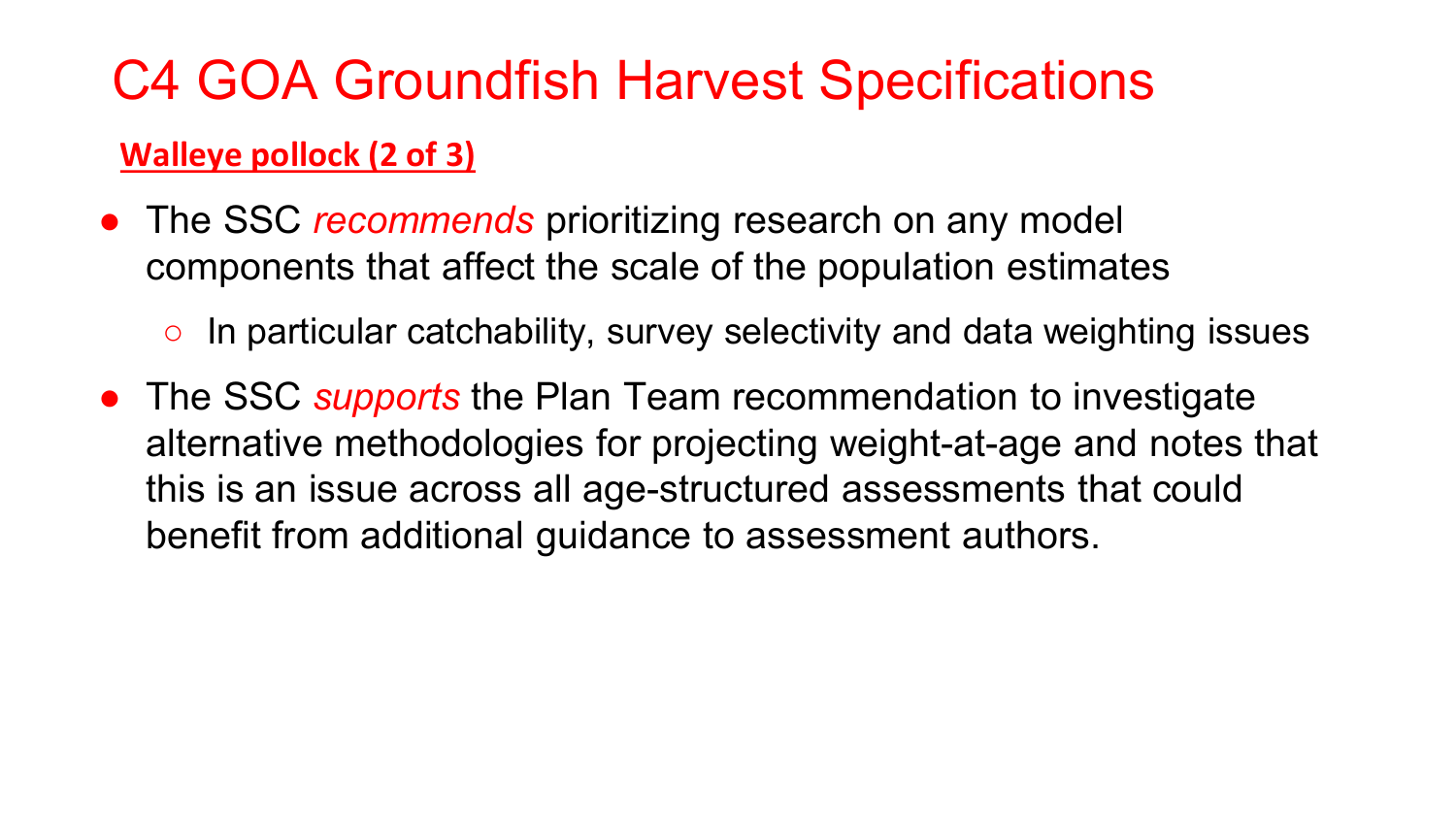# C4 GOA Groundfish Harvest Specifications

**Walleye pollock (2 of 3)**

- The SSC *recommends* prioritizing research on any model components that affect the scale of the population estimates
  - In particular catchability, survey selectivity and data weighting issues
- The SSC *supports* the Plan Team recommendation to investigate alternative methodologies for projecting weight-at-age and notes that this is an issue across all age-structured assessments that could benefit from additional guidance to assessment authors.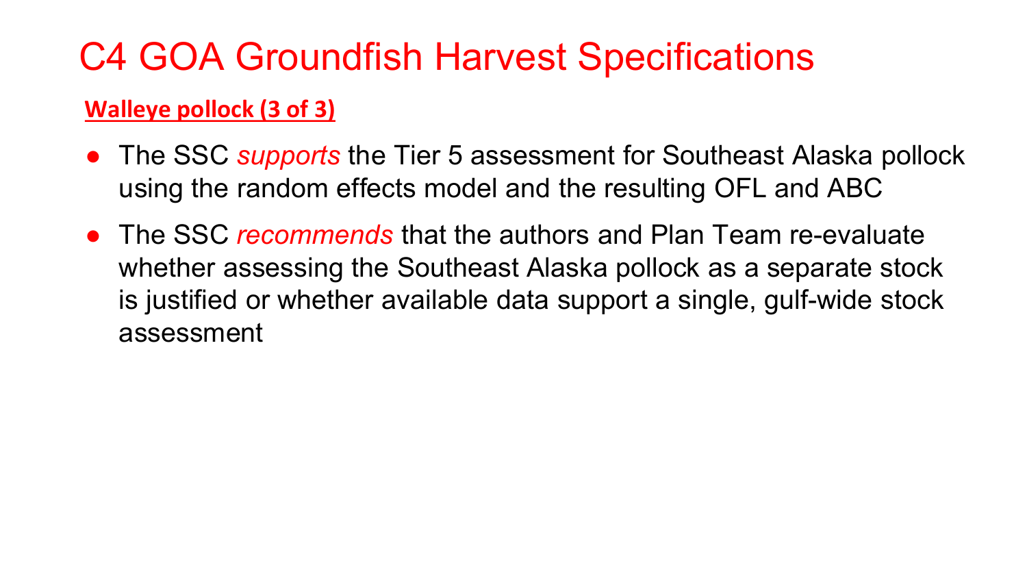# C4 GOA Groundfish Harvest Specifications

**Walleye pollock (3 of 3)**

- The SSC *supports* the Tier 5 assessment for Southeast Alaska pollock using the random effects model and the resulting OFL and ABC
- The SSC *recommends* that the authors and Plan Team re-evaluate whether assessing the Southeast Alaska pollock as a separate stock is justified or whether available data support a single, gulf-wide stock assessment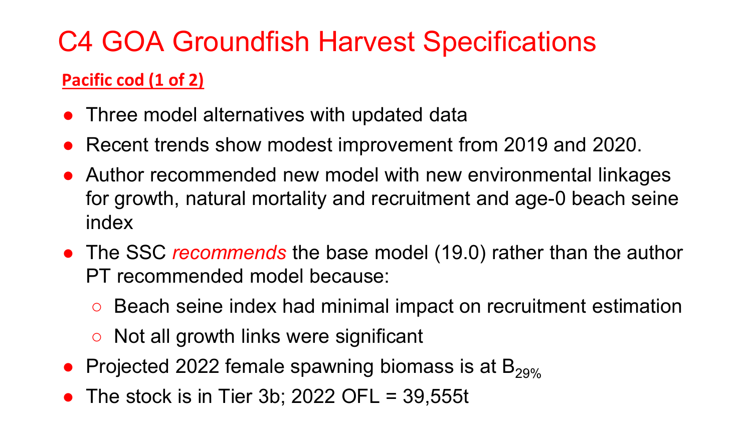# C4 GOA Groundfish Harvest Specifications

**Pacific cod (1 of 2)**

- Three model alternatives with updated data
- Recent trends show modest improvement from 2019 and 2020.
- Author recommended new model with new environmental linkages for growth, natural mortality and recruitment and age-0 beach seine index
- The SSC *recommends* the base model (19.0) rather than the author PT recommended model because:
  - Beach seine index had minimal impact on recruitment estimation
  - Not all growth links were significant
- Projected 2022 female spawning biomass is at $B_{29\%}$
- The stock is in Tier 3b; 2022 OFL = 39,555t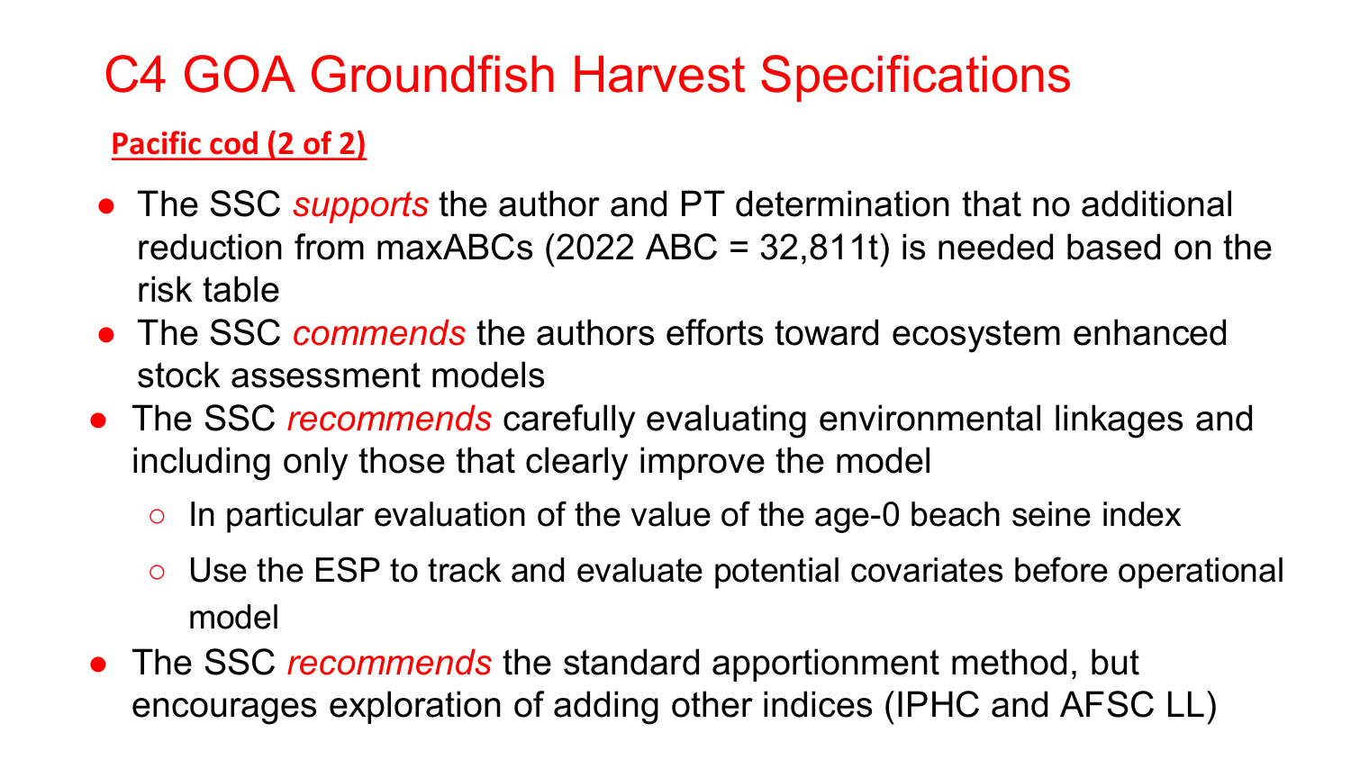# C4 GOA Groundfish Harvest Specifications

**Pacific cod (2 of 2)**

- The SSC *supports* the author and PT determination that no additional reduction from maxABCs (2022 ABC = 32,811t) is needed based on the risk table
- The SSC *commends* the authors efforts toward ecosystem enhanced stock assessment models
- The SSC *recommends* carefully evaluating environmental linkages and including only those that clearly improve the model
  - In particular evaluation of the value of the age-0 beach seine index
  - Use the ESP to track and evaluate potential covariates before operational model
- The SSC *recommends* the standard apportionment method, but encourages exploration of adding other indices (IPHC and AFSC LL)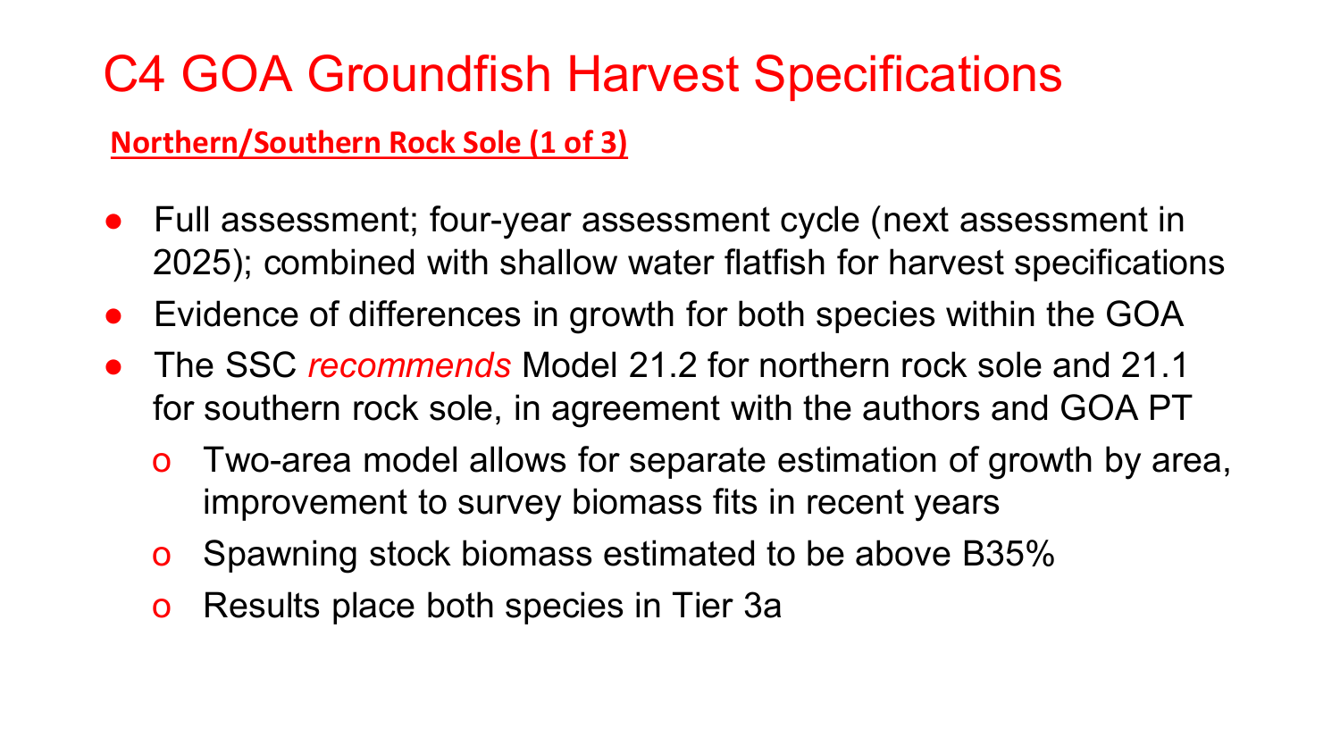# C4 GOA Groundfish Harvest Specifications

**Northern/Southern Rock Sole (1 of 3)**

- Full assessment; four-year assessment cycle (next assessment in 2025); combined with shallow water flatfish for harvest specifications
- Evidence of differences in growth for both species within the GOA
- The SSC *recommends* Model 21.2 for northern rock sole and 21.1 for southern rock sole, in agreement with the authors and GOA PT
  - Two-area model allows for separate estimation of growth by area, improvement to survey biomass fits in recent years
  - Spawning stock biomass estimated to be above B35%
  - Results place both species in Tier 3a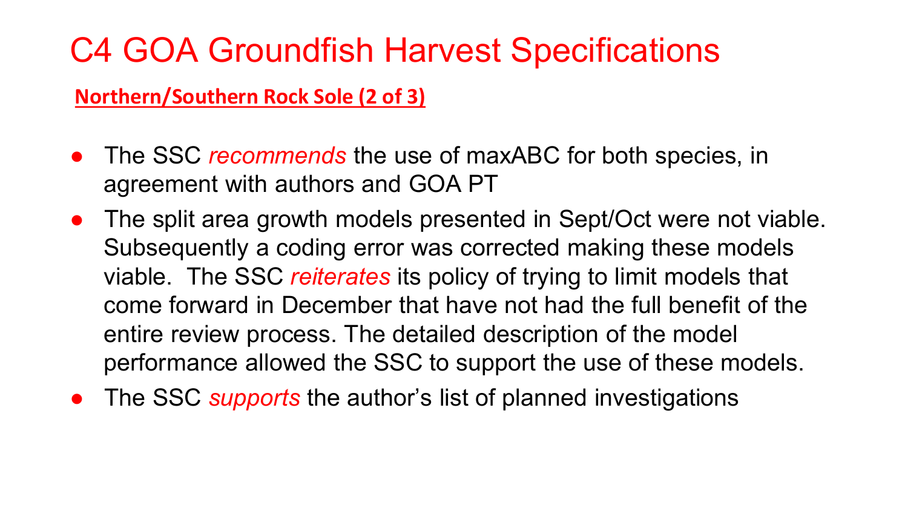# C4 GOA Groundfish Harvest Specifications

**Northern/Southern Rock Sole (2 of 3)**

- The SSC *recommends* the use of maxABC for both species, in agreement with authors and GOA PT
- The split area growth models presented in Sept/Oct were not viable. Subsequently a coding error was corrected making these models viable. The SSC *reiterates* its policy of trying to limit models that come forward in December that have not had the full benefit of the entire review process. The detailed description of the model performance allowed the SSC to support the use of these models.
- The SSC *supports* the author's list of planned investigations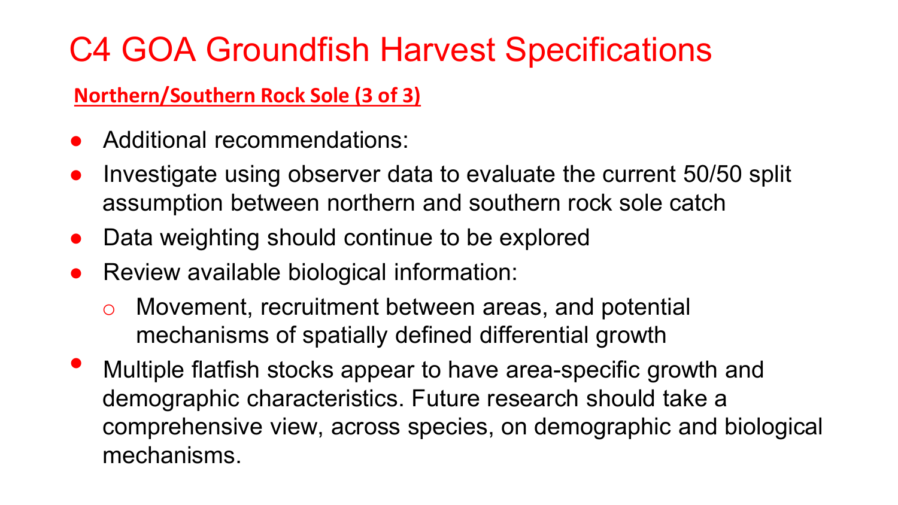# C4 GOA Groundfish Harvest Specifications

**Northern/Southern Rock Sole (3 of 3)**

- Additional recommendations:
- Investigate using observer data to evaluate the current 50/50 split assumption between northern and southern rock sole catch
- Data weighting should continue to be explored
- Review available biological information:
  - Movement, recruitment between areas, and potential mechanisms of spatially defined differential growth
- Multiple flatfish stocks appear to have area-specific growth and demographic characteristics. Future research should take a comprehensive view, across species, on demographic and biological mechanisms.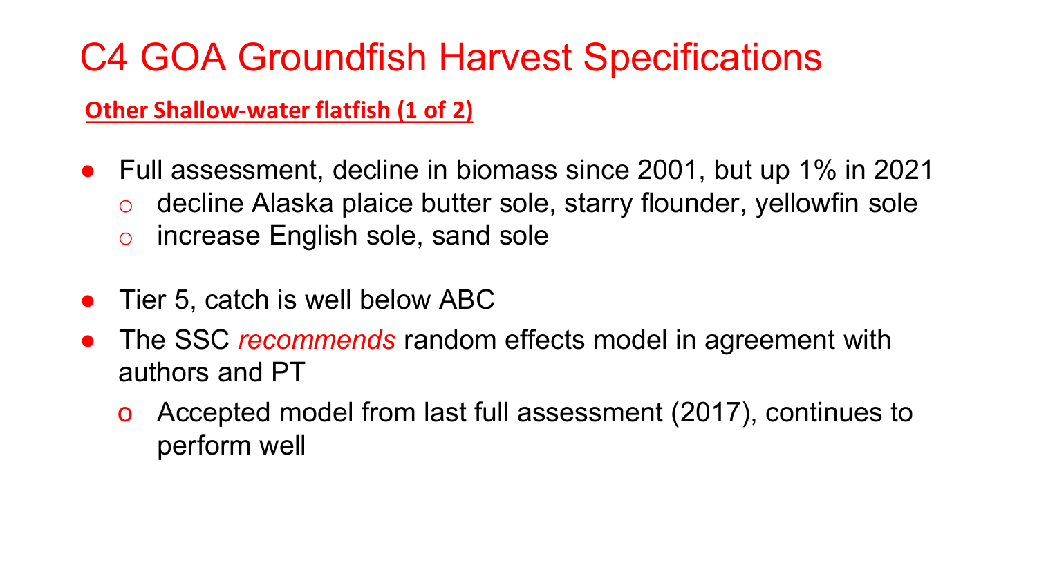# C4 GOA Groundfish Harvest Specifications

**Other Shallow-water flatfish (1 of 2)**

- Full assessment, decline in biomass since 2001, but up 1% in 2021
  - decline Alaska plaice butter sole, starry flounder, yellowfin sole
  - increase English sole, sand sole

- Tier 5, catch is well below ABC
- The SSC *recommends* random effects model in agreement with authors and PT
  - Accepted model from last full assessment (2017), continues to perform well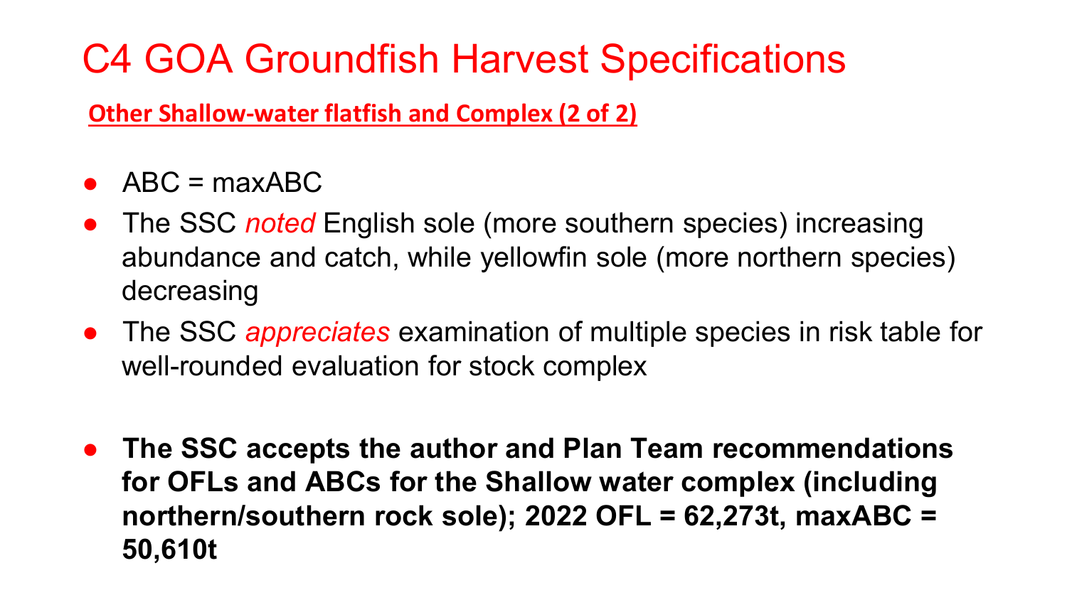# C4 GOA Groundfish Harvest Specifications

**Other Shallow-water flatfish and Complex (2 of 2)**

- ABC = maxABC
- The SSC *noted* English sole (more southern species) increasing abundance and catch, while yellowfin sole (more northern species) decreasing
- The SSC *appreciates* examination of multiple species in risk table for well-rounded evaluation for stock complex

- **The SSC accepts the author and Plan Team recommendations for OFLs and ABCs for the Shallow water complex (including northern/southern rock sole); 2022 OFL = 62,273t, maxABC = 50,610t**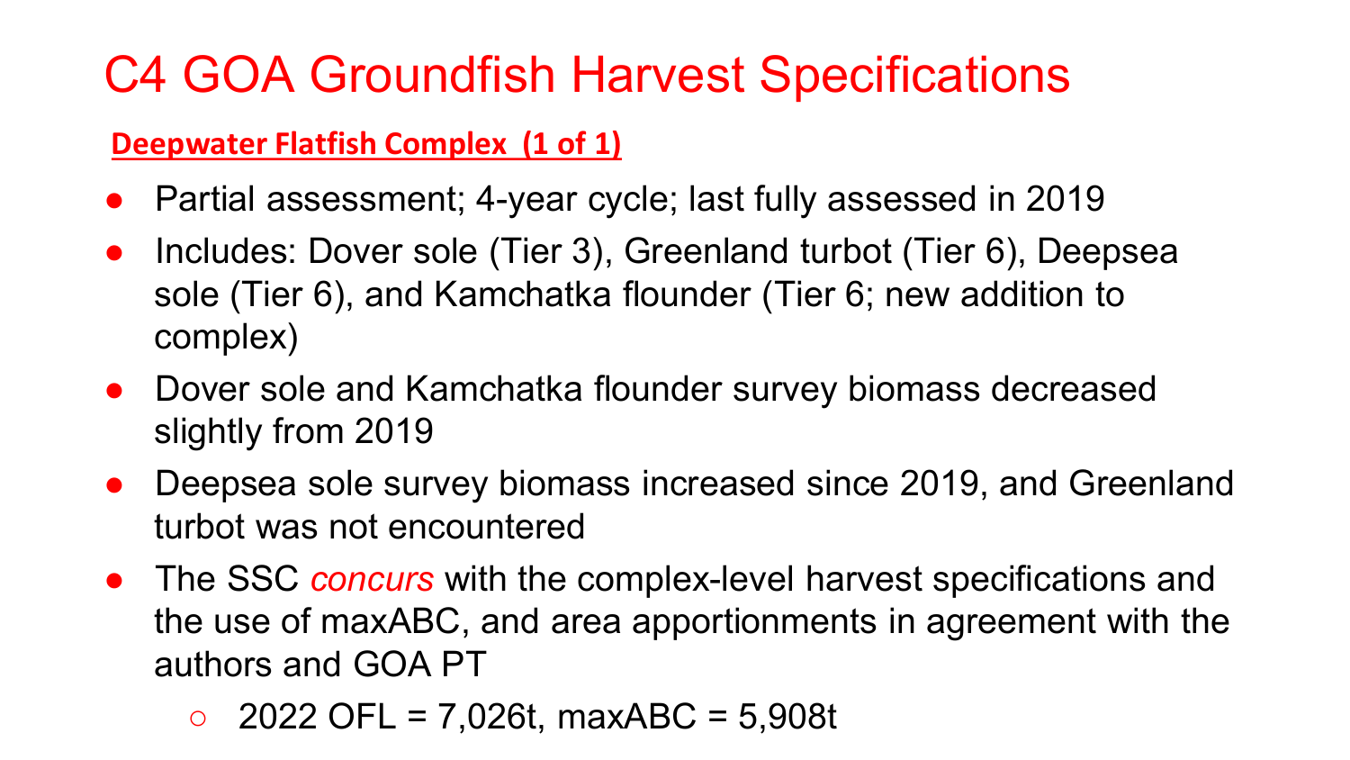# C4 GOA Groundfish Harvest Specifications

**Deepwater Flatfish Complex (1 of 1)**

- Partial assessment; 4-year cycle; last fully assessed in 2019
- Includes: Dover sole (Tier 3), Greenland turbot (Tier 6), Deepsea sole (Tier 6), and Kamchatka flounder (Tier 6; new addition to complex)
- Dover sole and Kamchatka flounder survey biomass decreased slightly from 2019
- Deepsea sole survey biomass increased since 2019, and Greenland turbot was not encountered
- The SSC *concurs* with the complex-level harvest specifications and the use of maxABC, and area apportionments in agreement with the authors and GOA PT
  - 2022 OFL = 7,026t, maxABC = 5,908t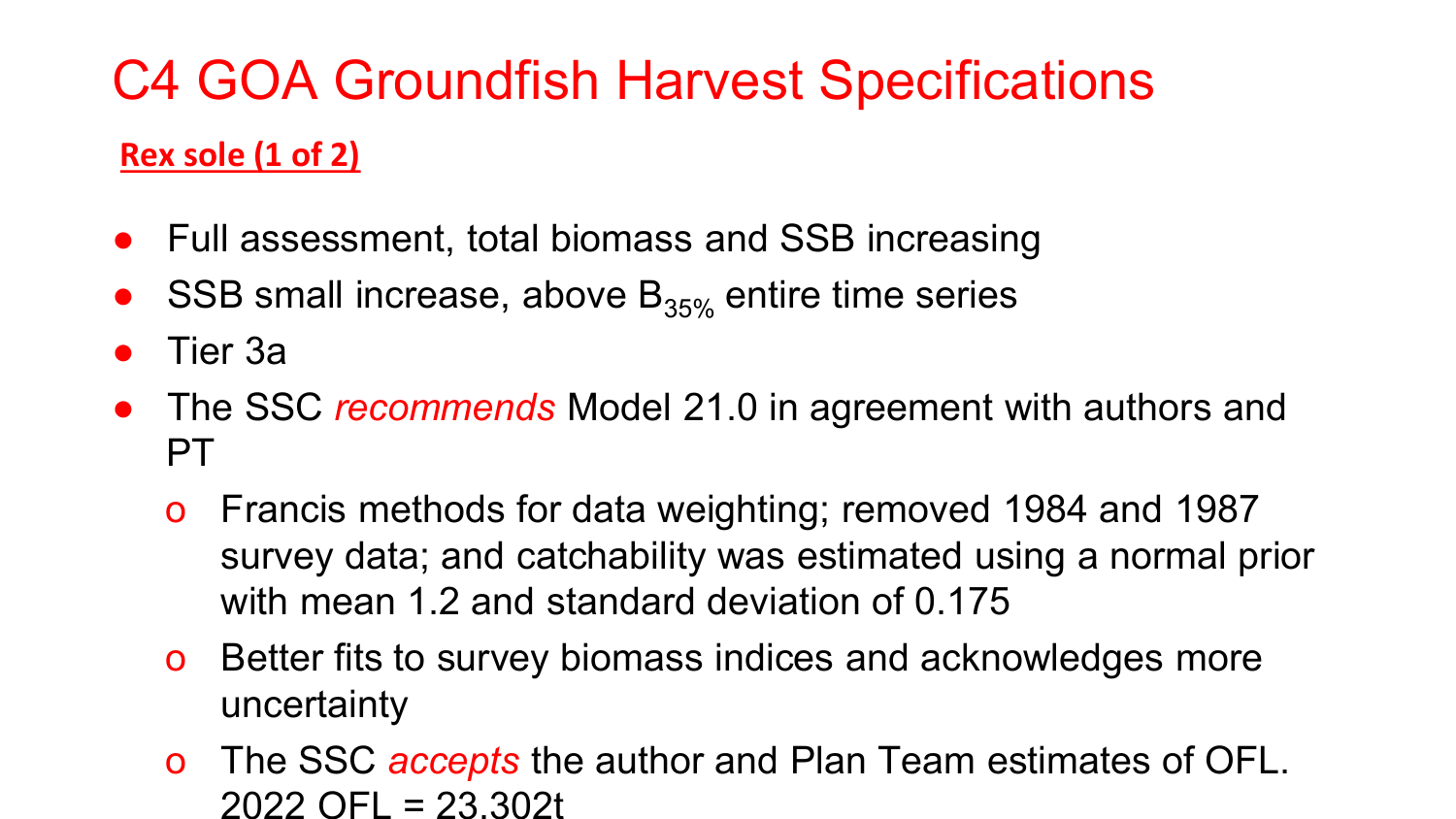# C4 GOA Groundfish Harvest Specifications

**Rex sole (1 of 2)**

- Full assessment, total biomass and SSB increasing
- SSB small increase, above $B_{35\%}$ entire time series
- Tier 3a
- The SSC *recommends* Model 21.0 in agreement with authors and PT
  - Francis methods for data weighting; removed 1984 and 1987 survey data; and catchability was estimated using a normal prior with mean 1.2 and standard deviation of 0.175
  - Better fits to survey biomass indices and acknowledges more uncertainty
  - The SSC *accepts* the author and Plan Team estimates of OFL. 2022 OFL = 23.302t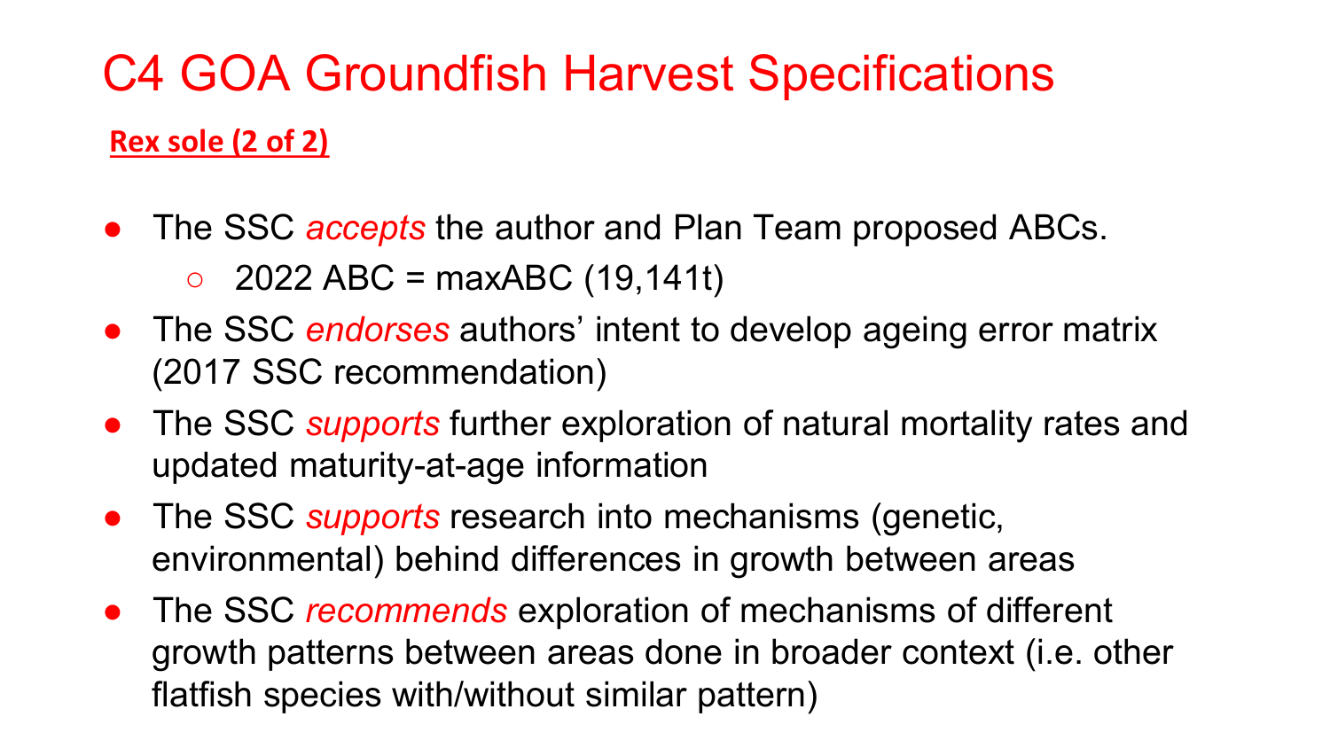# C4 GOA Groundfish Harvest Specifications

**Rex sole (2 of 2)**

- The SSC *accepts* the author and Plan Team proposed ABCs.
  - 2022 ABC = maxABC (19,141t)
- The SSC *endorses* authors' intent to develop ageing error matrix (2017 SSC recommendation)
- The SSC *supports* further exploration of natural mortality rates and updated maturity-at-age information
- The SSC *supports* research into mechanisms (genetic, environmental) behind differences in growth between areas
- The SSC *recommends* exploration of mechanisms of different growth patterns between areas done in broader context (i.e. other flatfish species with/without similar pattern)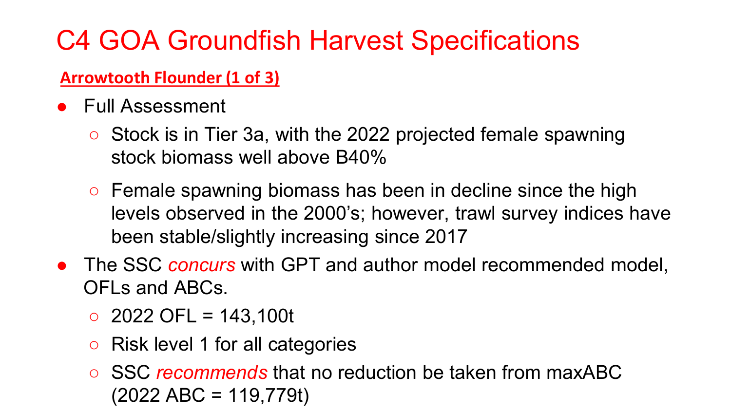# C4 GOA Groundfish Harvest Specifications

**Arrowtooth Flounder (1 of 3)**

- Full Assessment
  - Stock is in Tier 3a, with the 2022 projected female spawning stock biomass well above B40%
  - Female spawning biomass has been in decline since the high levels observed in the 2000's; however, trawl survey indices have been stable/slightly increasing since 2017
- The SSC *concurs* with GPT and author model recommended model, OFLs and ABCs.
  - 2022 OFL = 143,100t
  - Risk level 1 for all categories
  - SSC *recommends* that no reduction be taken from maxABC (2022 ABC = 119,779t)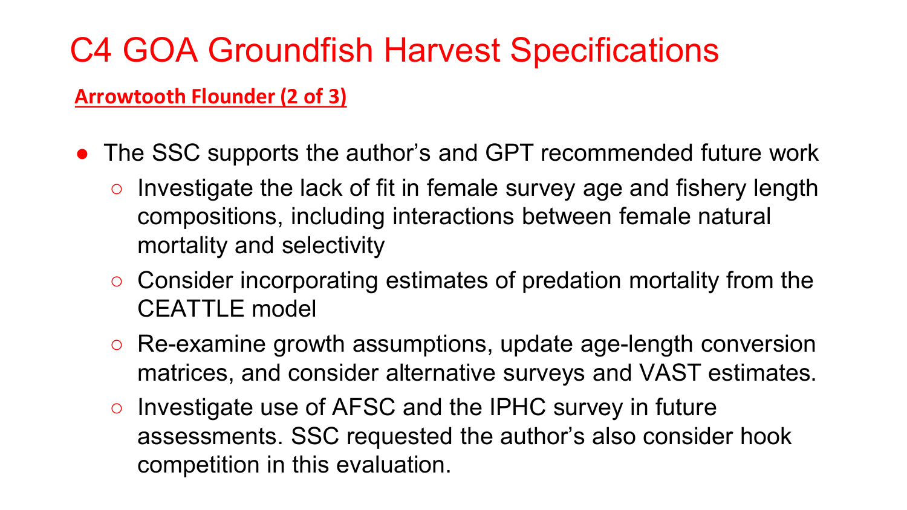# C4 GOA Groundfish Harvest Specifications

**Arrowtooth Flounder (2 of 3)**

- The SSC supports the author's and GPT recommended future work
  - Investigate the lack of fit in female survey age and fishery length compositions, including interactions between female natural mortality and selectivity
  - Consider incorporating estimates of predation mortality from the CEATTLE model
  - Re-examine growth assumptions, update age-length conversion matrices, and consider alternative surveys and VAST estimates.
  - Investigate use of AFSC and the IPHC survey in future assessments. SSC requested the author's also consider hook competition in this evaluation.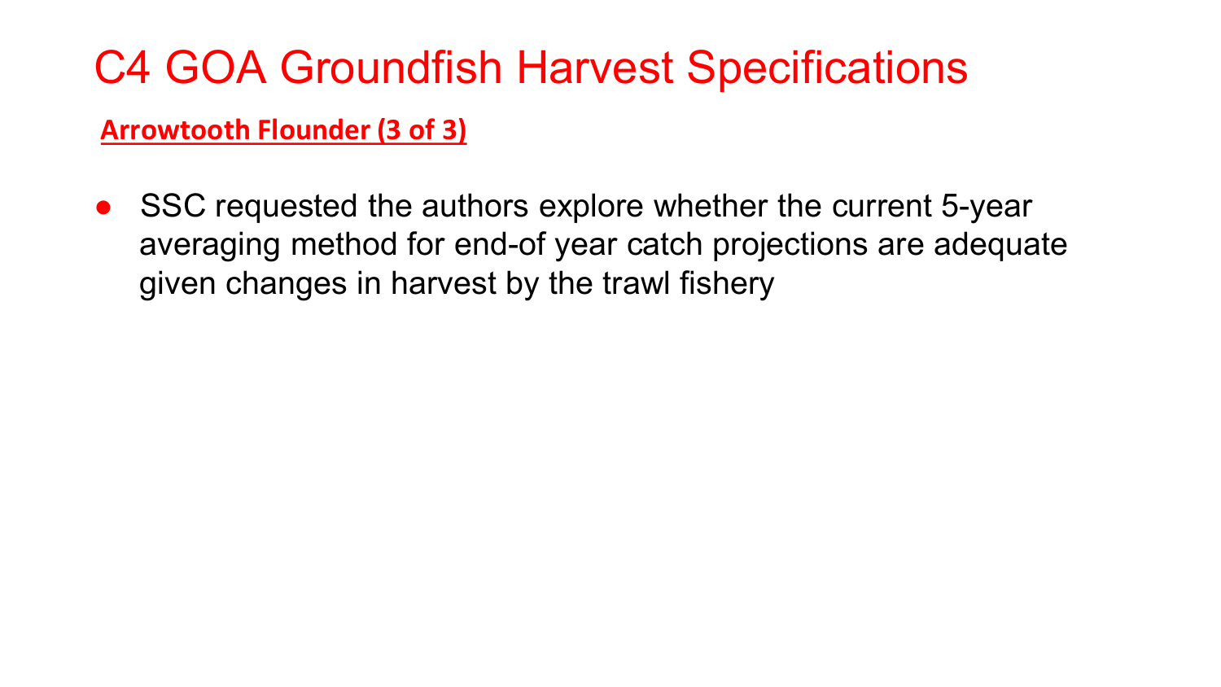# C4 GOA Groundfish Harvest Specifications

**Arrowtooth Flounder (3 of 3)**

- SSC requested the authors explore whether the current 5-year averaging method for end-of year catch projections are adequate given changes in harvest by the trawl fishery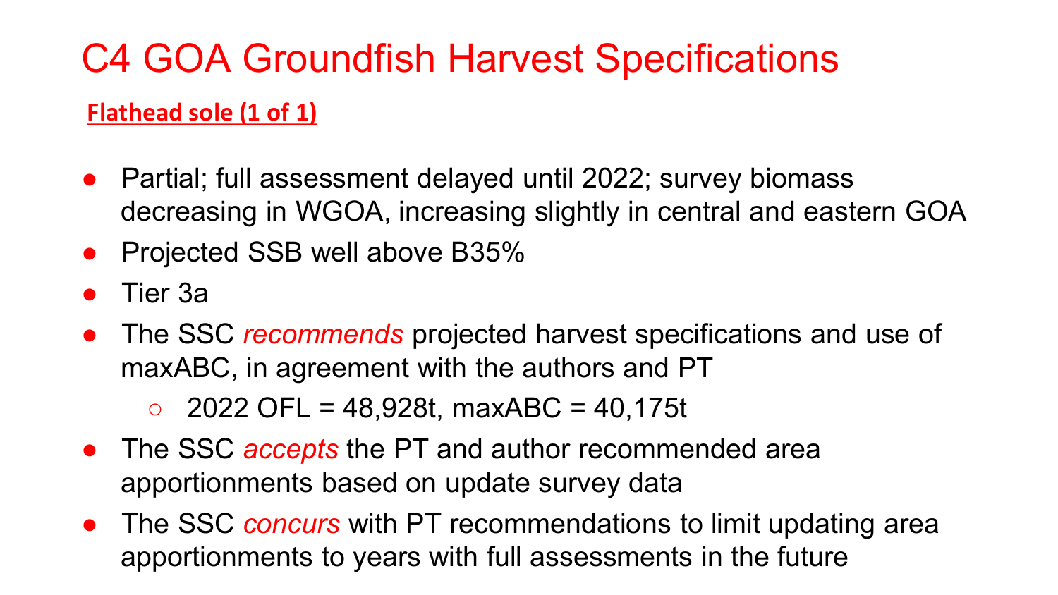# C4 GOA Groundfish Harvest Specifications

**Flathead sole (1 of 1)**

- Partial; full assessment delayed until 2022; survey biomass decreasing in WGOA, increasing slightly in central and eastern GOA
- Projected SSB well above B35%
- Tier 3a
- The SSC *recommends* projected harvest specifications and use of maxABC, in agreement with the authors and PT
  - 2022 OFL = 48,928t, maxABC = 40,175t
- The SSC *accepts* the PT and author recommended area apportionments based on update survey data
- The SSC *concurs* with PT recommendations to limit updating area apportionments to years with full assessments in the future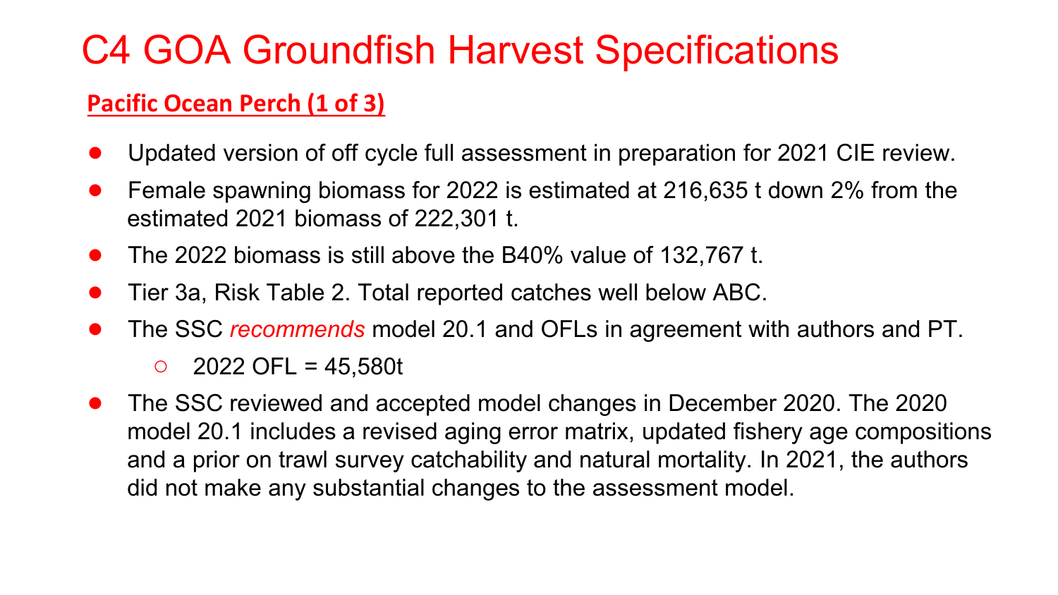# C4 GOA Groundfish Harvest Specifications

## Pacific Ocean Perch (1 of 3)

- Updated version of off cycle full assessment in preparation for 2021 CIE review.
- Female spawning biomass for 2022 is estimated at 216,635 t down 2% from the estimated 2021 biomass of 222,301 t.
- The 2022 biomass is still above the B40% value of 132,767 t.
- Tier 3a, Risk Table 2. Total reported catches well below ABC.
- The SSC *recommends* model 20.1 and OFLs in agreement with authors and PT.
  - 2022 OFL = 45,580t
- The SSC reviewed and accepted model changes in December 2020. The 2020 model 20.1 includes a revised aging error matrix, updated fishery age compositions and a prior on trawl survey catchability and natural mortality. In 2021, the authors did not make any substantial changes to the assessment model.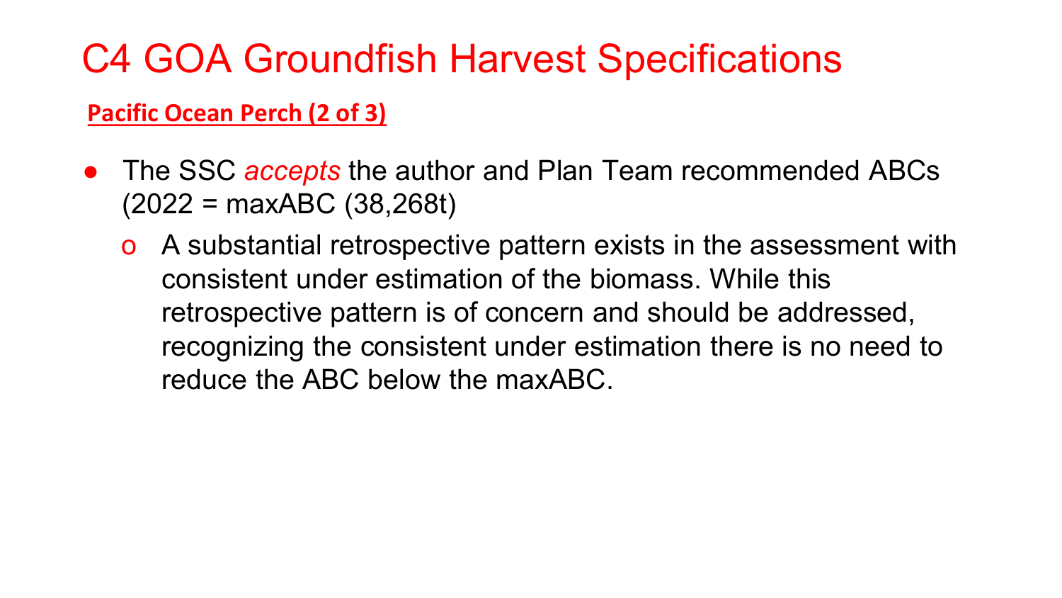# C4 GOA Groundfish Harvest Specifications

**Pacific Ocean Perch (2 of 3)**

- The SSC *accepts* the author and Plan Team recommended ABCs (2022 = maxABC (38,268t)
  - A substantial retrospective pattern exists in the assessment with consistent under estimation of the biomass. While this retrospective pattern is of concern and should be addressed, recognizing the consistent under estimation there is no need to reduce the ABC below the maxABC.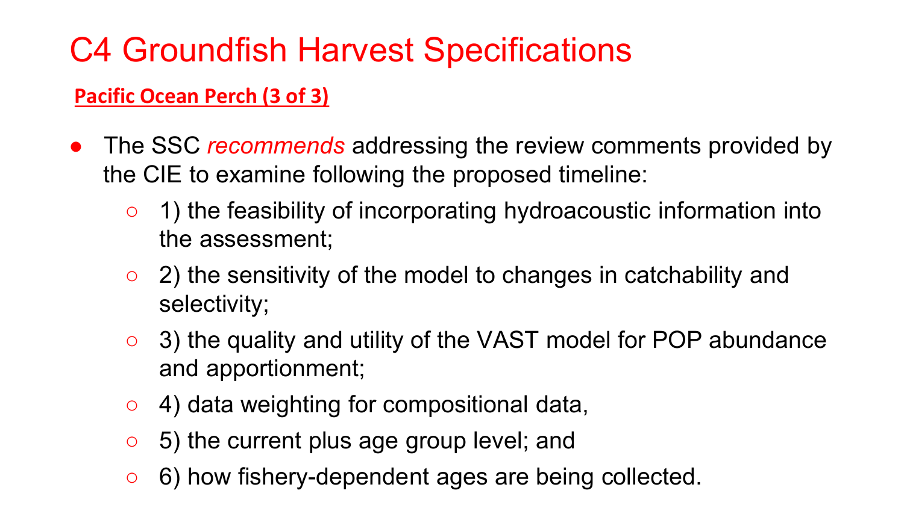# C4 Groundfish Harvest Specifications

**Pacific Ocean Perch (3 of 3)**

- The SSC *recommends* addressing the review comments provided by the CIE to examine following the proposed timeline:
  - 1) the feasibility of incorporating hydroacoustic information into the assessment;
  - 2) the sensitivity of the model to changes in catchability and selectivity;
  - 3) the quality and utility of the VAST model for POP abundance and apportionment;
  - 4) data weighting for compositional data,
  - 5) the current plus age group level; and
  - 6) how fishery-dependent ages are being collected.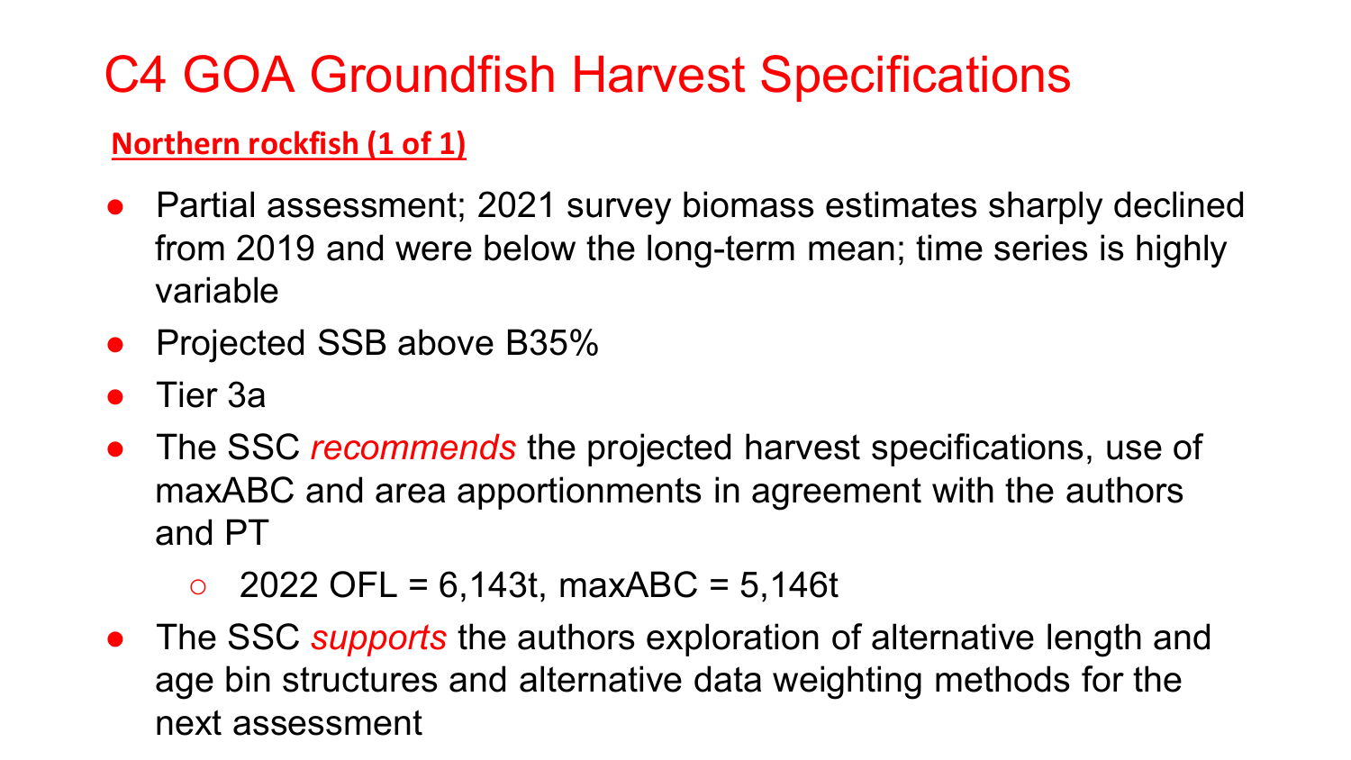# C4 GOA Groundfish Harvest Specifications

**Northern rockfish (1 of 1)**

- Partial assessment; 2021 survey biomass estimates sharply declined from 2019 and were below the long-term mean; time series is highly variable
- Projected SSB above B35%
- Tier 3a
- The SSC *recommends* the projected harvest specifications, use of maxABC and area apportionments in agreement with the authors and PT
  - 2022 OFL = 6,143t, maxABC = 5,146t
- The SSC *supports* the authors exploration of alternative length and age bin structures and alternative data weighting methods for the next assessment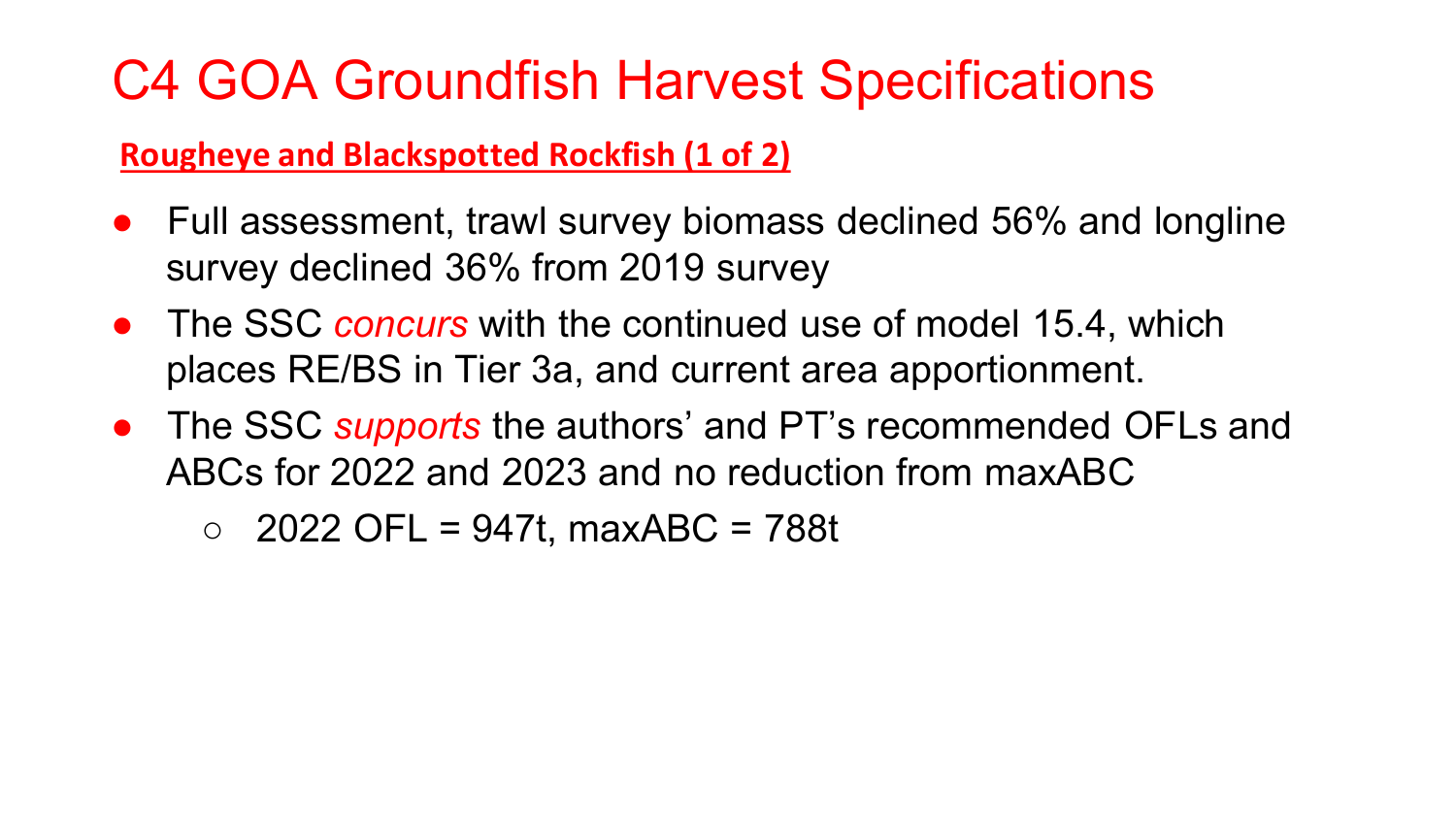# C4 GOA Groundfish Harvest Specifications

**Rougheye and Blackspotted Rockfish (1 of 2)**

- Full assessment, trawl survey biomass declined 56% and longline survey declined 36% from 2019 survey
- The SSC *concurs* with the continued use of model 15.4, which places RE/BS in Tier 3a, and current area apportionment.
- The SSC *supports* the authors' and PT's recommended OFLs and ABCs for 2022 and 2023 and no reduction from maxABC
  - 2022 OFL = 947t, maxABC = 788t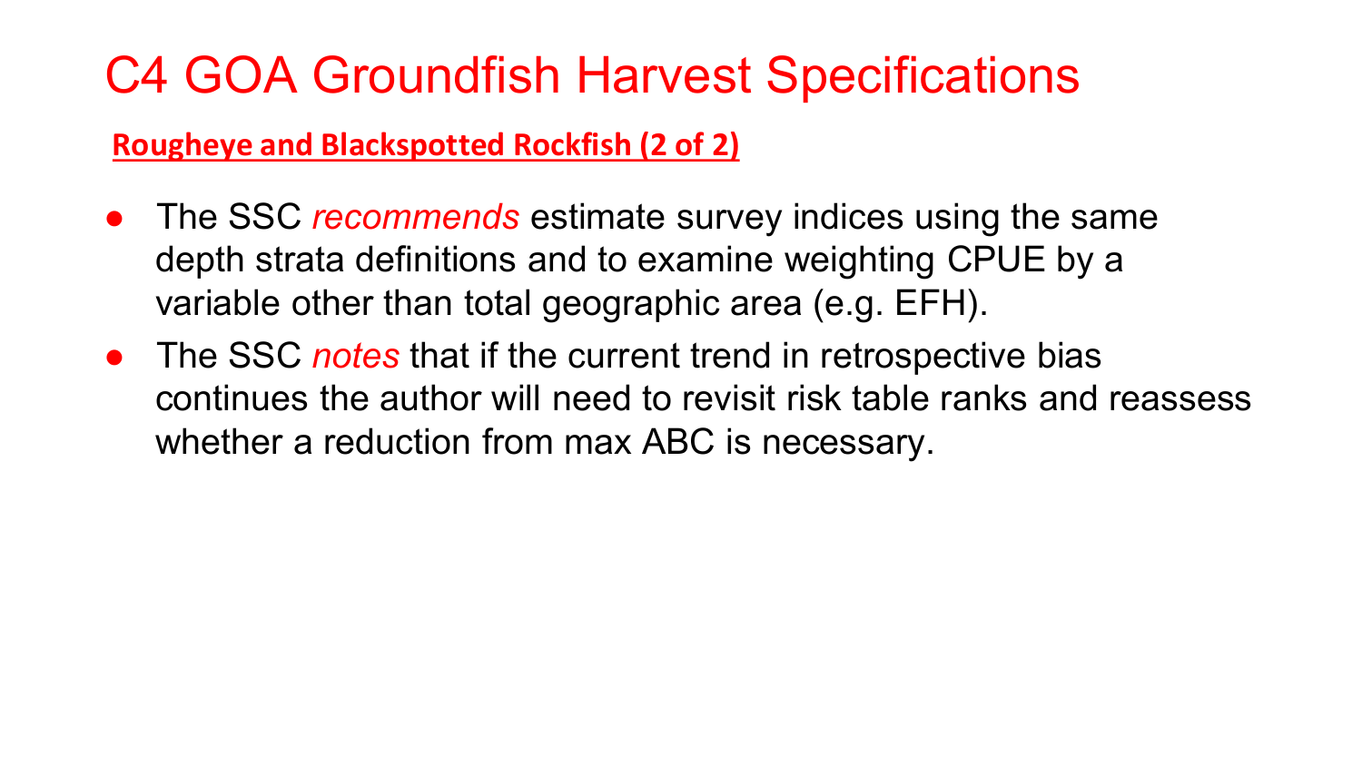# C4 GOA Groundfish Harvest Specifications

## Rougheye and Blackspotted Rockfish (2 of 2)

- The SSC *recommends* estimate survey indices using the same depth strata definitions and to examine weighting CPUE by a variable other than total geographic area (e.g. EFH).
- The SSC *notes* that if the current trend in retrospective bias continues the author will need to revisit risk table ranks and reassess whether a reduction from max ABC is necessary.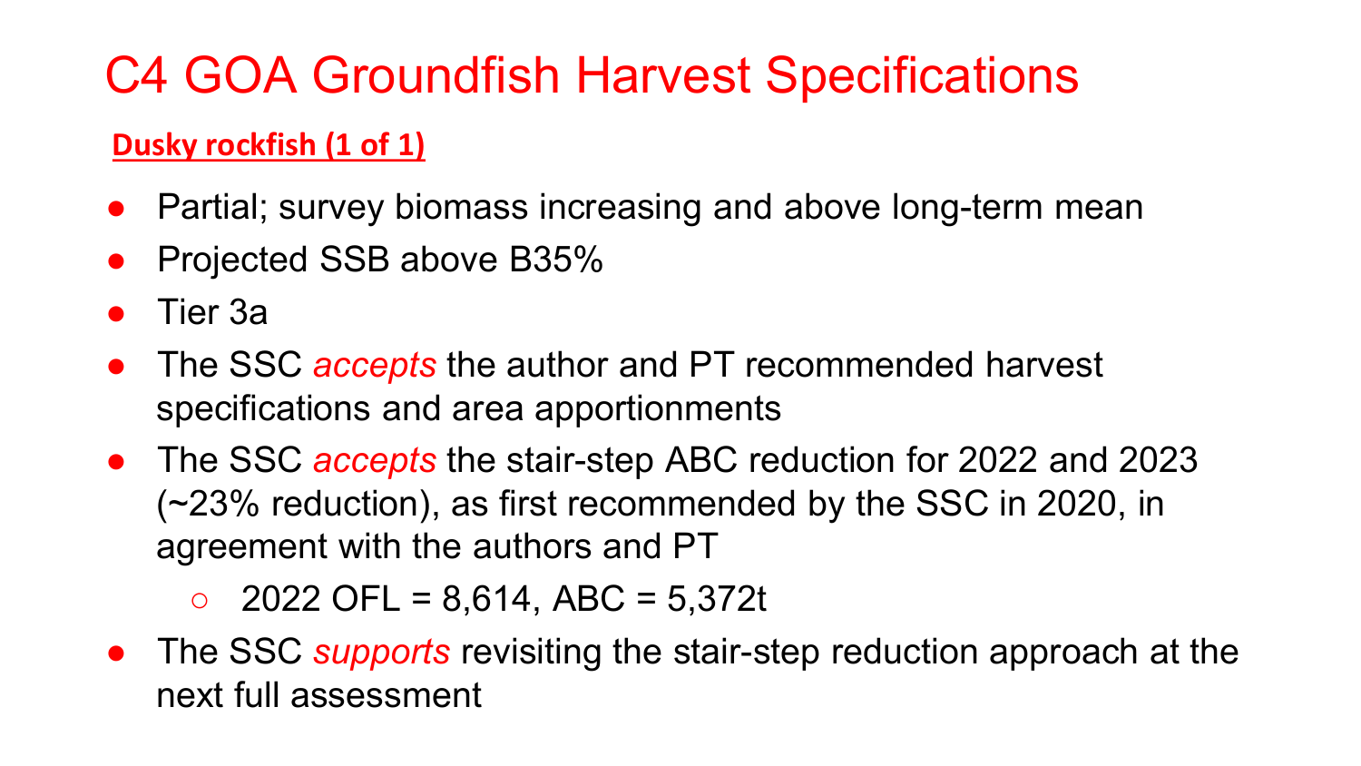# C4 GOA Groundfish Harvest Specifications

**Dusky rockfish (1 of 1)**

- Partial; survey biomass increasing and above long-term mean
- Projected SSB above B35%
- Tier 3a
- The SSC *accepts* the author and PT recommended harvest specifications and area apportionments
- The SSC *accepts* the stair-step ABC reduction for 2022 and 2023 (~23% reduction), as first recommended by the SSC in 2020, in agreement with the authors and PT
  - 2022 OFL = 8,614, ABC = 5,372t
- The SSC *supports* revisiting the stair-step reduction approach at the next full assessment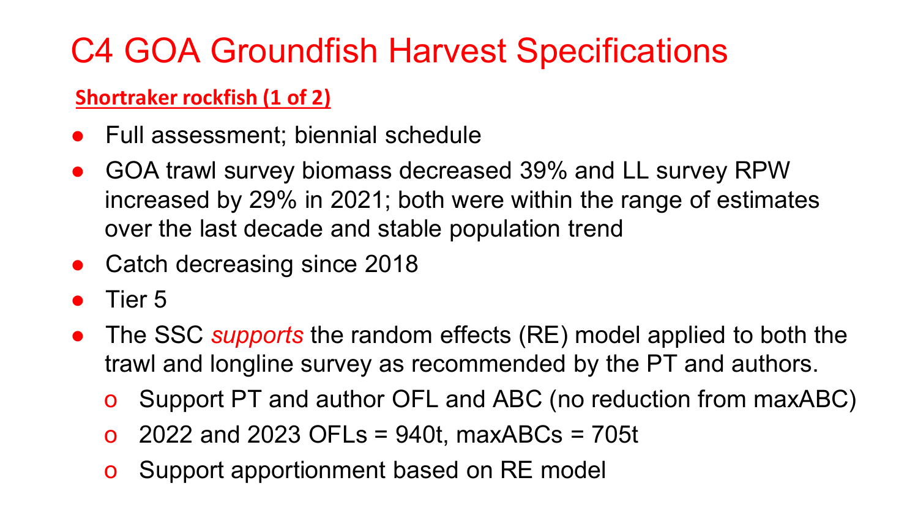# C4 GOA Groundfish Harvest Specifications

**Shortraker rockfish (1 of 2)**

- Full assessment; biennial schedule
- GOA trawl survey biomass decreased 39% and LL survey RPW increased by 29% in 2021; both were within the range of estimates over the last decade and stable population trend
- Catch decreasing since 2018
- Tier 5
- The SSC *supports* the random effects (RE) model applied to both the trawl and longline survey as recommended by the PT and authors.
  - Support PT and author OFL and ABC (no reduction from maxABC)
  - 2022 and 2023 OFLs = 940t, maxABCs = 705t
  - Support apportionment based on RE model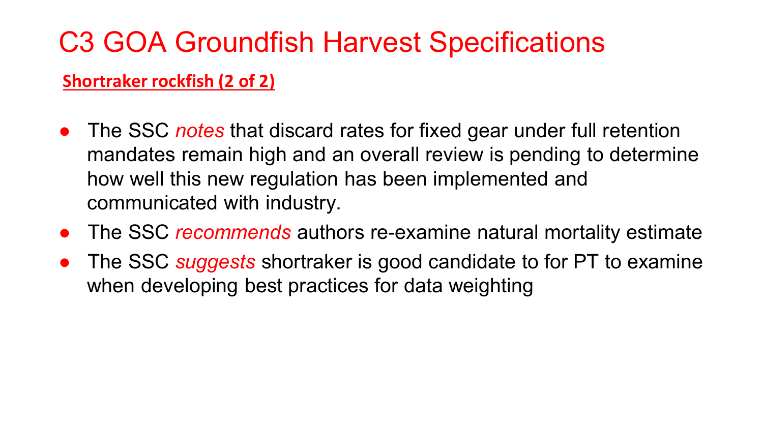# C3 GOA Groundfish Harvest Specifications

**Shortraker rockfish (2 of 2)**

- The SSC *notes* that discard rates for fixed gear under full retention mandates remain high and an overall review is pending to determine how well this new regulation has been implemented and communicated with industry.
- The SSC *recommends* authors re-examine natural mortality estimate
- The SSC *suggests* shortraker is good candidate to for PT to examine when developing best practices for data weighting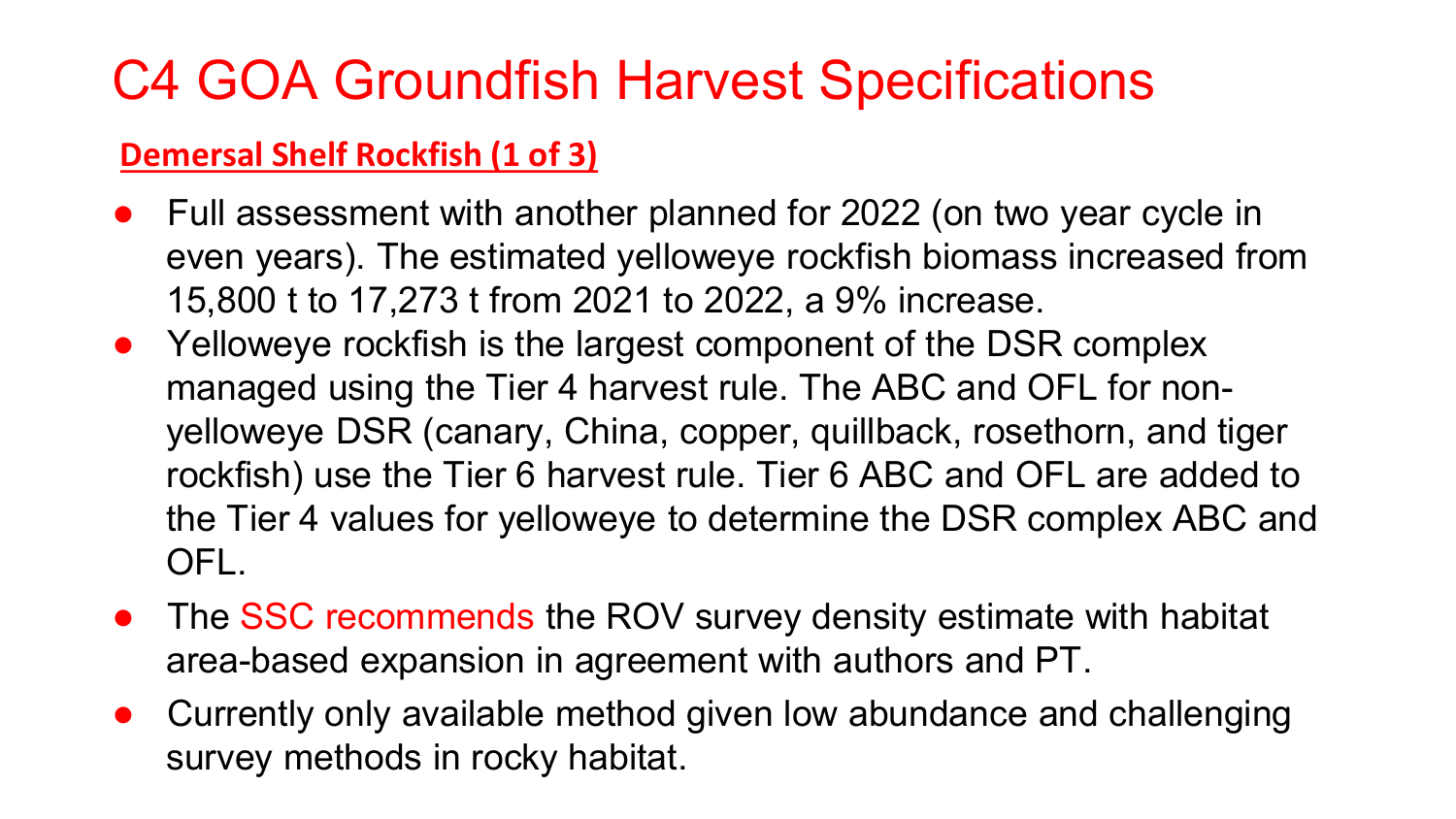# C4 GOA Groundfish Harvest Specifications

**Demersal Shelf Rockfish (1 of 3)**

- Full assessment with another planned for 2022 (on two year cycle in even years). The estimated yelloweye rockfish biomass increased from 15,800 t to 17,273 t from 2021 to 2022, a 9% increase.
- Yelloweye rockfish is the largest component of the DSR complex managed using the Tier 4 harvest rule. The ABC and OFL for non-yelloweye DSR (canary, China, copper, quillback, rosethorn, and tiger rockfish) use the Tier 6 harvest rule. Tier 6 ABC and OFL are added to the Tier 4 values for yelloweye to determine the DSR complex ABC and OFL.
- The SSC recommends the ROV survey density estimate with habitat area-based expansion in agreement with authors and PT.
- Currently only available method given low abundance and challenging survey methods in rocky habitat.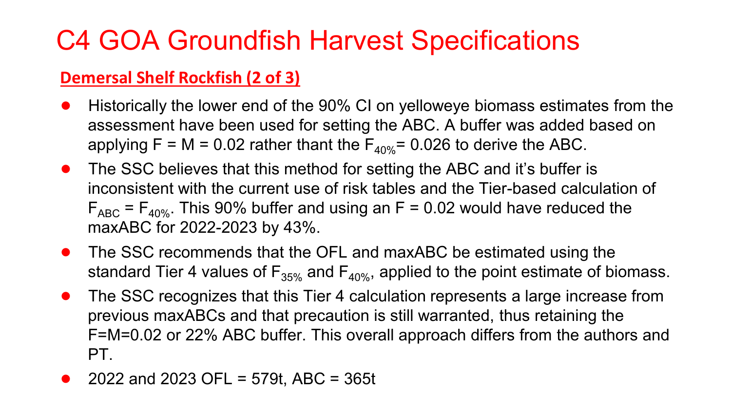# C4 GOA Groundfish Harvest Specifications

## Demersal Shelf Rockfish (2 of 3)

- Historically the lower end of the 90% CI on yelloweye biomass estimates from the assessment have been used for setting the ABC. A buffer was added based on applying F = M = 0.02 rather thant the $F_{40\%}$= 0.026 to derive the ABC.
- The SSC believes that this method for setting the ABC and it's buffer is inconsistent with the current use of risk tables and the Tier-based calculation of $F_{ABC} = F_{40\%}$. This 90% buffer and using an F = 0.02 would have reduced the maxABC for 2022-2023 by 43%.
- The SSC recommends that the OFL and maxABC be estimated using the standard Tier 4 values of $F_{35\%}$ and $F_{40\%}$, applied to the point estimate of biomass.
- The SSC recognizes that this Tier 4 calculation represents a large increase from previous maxABCs and that precaution is still warranted, thus retaining the F=M=0.02 or 22% ABC buffer. This overall approach differs from the authors and PT.
- 2022 and 2023 OFL = 579t, ABC = 365t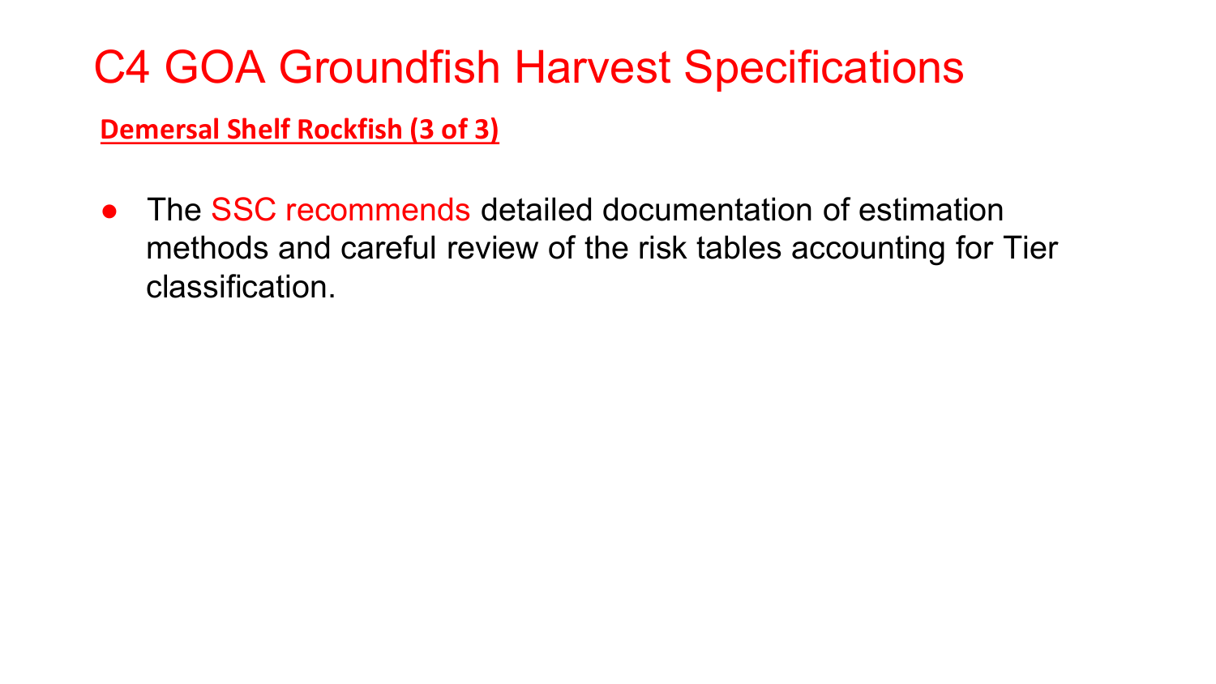# C4 GOA Groundfish Harvest Specifications

**Demersal Shelf Rockfish (3 of 3)**

- The SSC recommends detailed documentation of estimation methods and careful review of the risk tables accounting for Tier classification.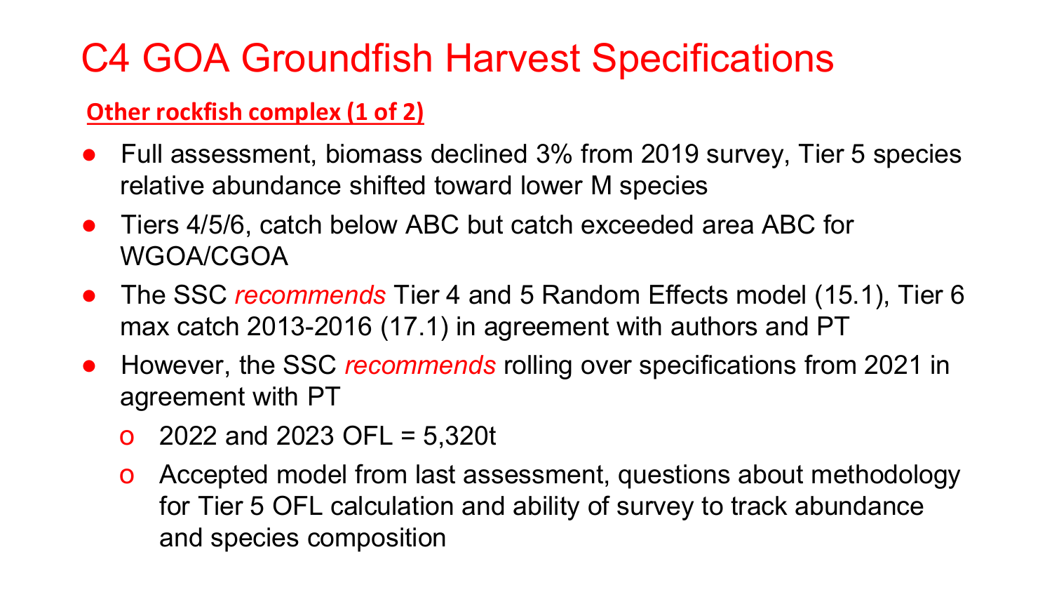# C4 GOA Groundfish Harvest Specifications

**Other rockfish complex (1 of 2)**

- Full assessment, biomass declined 3% from 2019 survey, Tier 5 species relative abundance shifted toward lower M species
- Tiers 4/5/6, catch below ABC but catch exceeded area ABC for WGOA/CGOA
- The SSC *recommends* Tier 4 and 5 Random Effects model (15.1), Tier 6 max catch 2013-2016 (17.1) in agreement with authors and PT
- However, the SSC *recommends* rolling over specifications from 2021 in agreement with PT
  - 2022 and 2023 OFL = 5,320t
  - Accepted model from last assessment, questions about methodology for Tier 5 OFL calculation and ability of survey to track abundance and species composition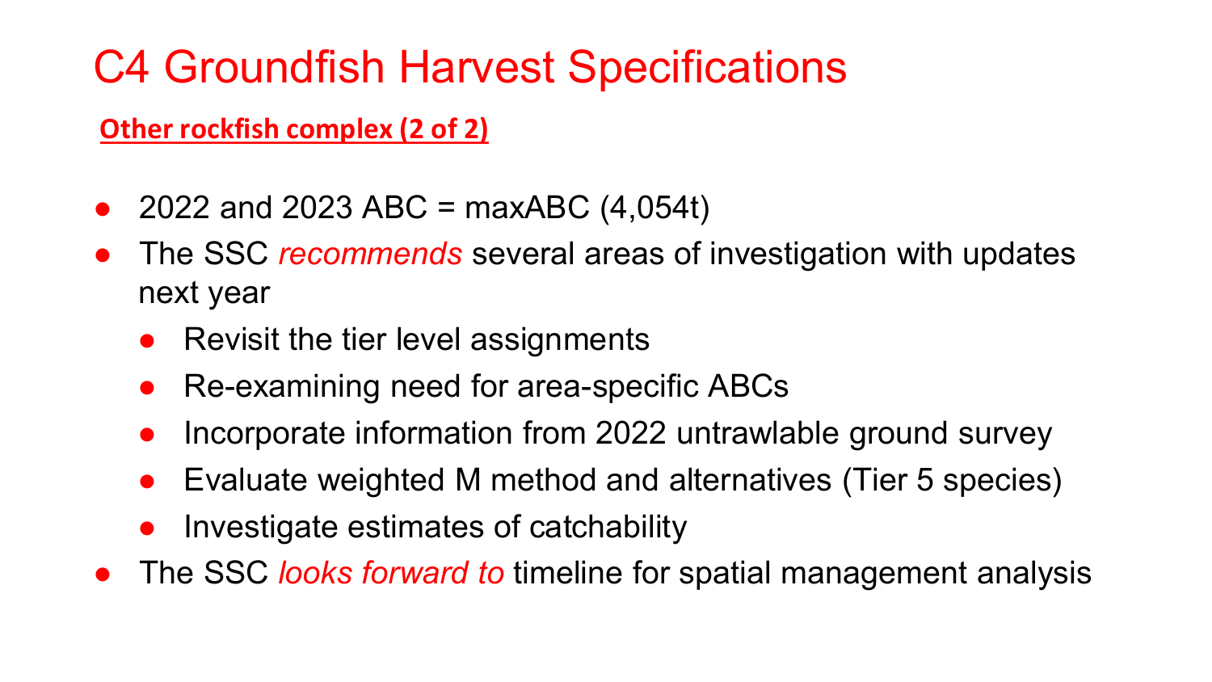# C4 Groundfish Harvest Specifications

**Other rockfish complex (2 of 2)**

- 2022 and 2023 ABC = maxABC (4,054t)
- The SSC *recommends* several areas of investigation with updates next year
  - Revisit the tier level assignments
  - Re-examining need for area-specific ABCs
  - Incorporate information from 2022 untrawlable ground survey
  - Evaluate weighted M method and alternatives (Tier 5 species)
  - Investigate estimates of catchability
- The SSC *looks forward to* timeline for spatial management analysis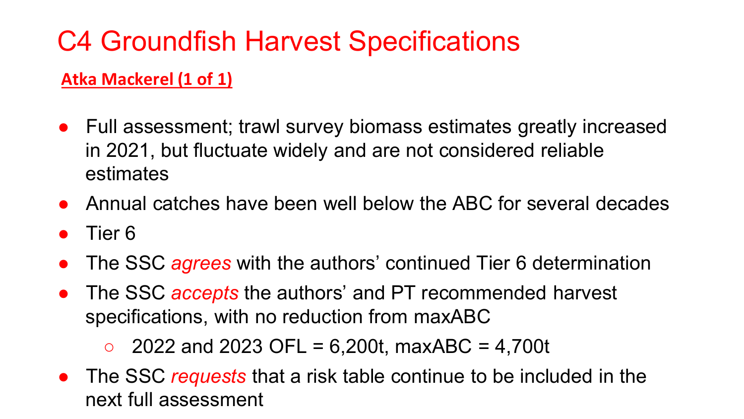# C4 Groundfish Harvest Specifications

**Atka Mackerel (1 of 1)**

- Full assessment; trawl survey biomass estimates greatly increased in 2021, but fluctuate widely and are not considered reliable estimates
- Annual catches have been well below the ABC for several decades
- Tier 6
- The SSC *agrees* with the authors' continued Tier 6 determination
- The SSC *accepts* the authors' and PT recommended harvest specifications, with no reduction from maxABC
  - 2022 and 2023 OFL = 6,200t, maxABC = 4,700t
- The SSC *requests* that a risk table continue to be included in the next full assessment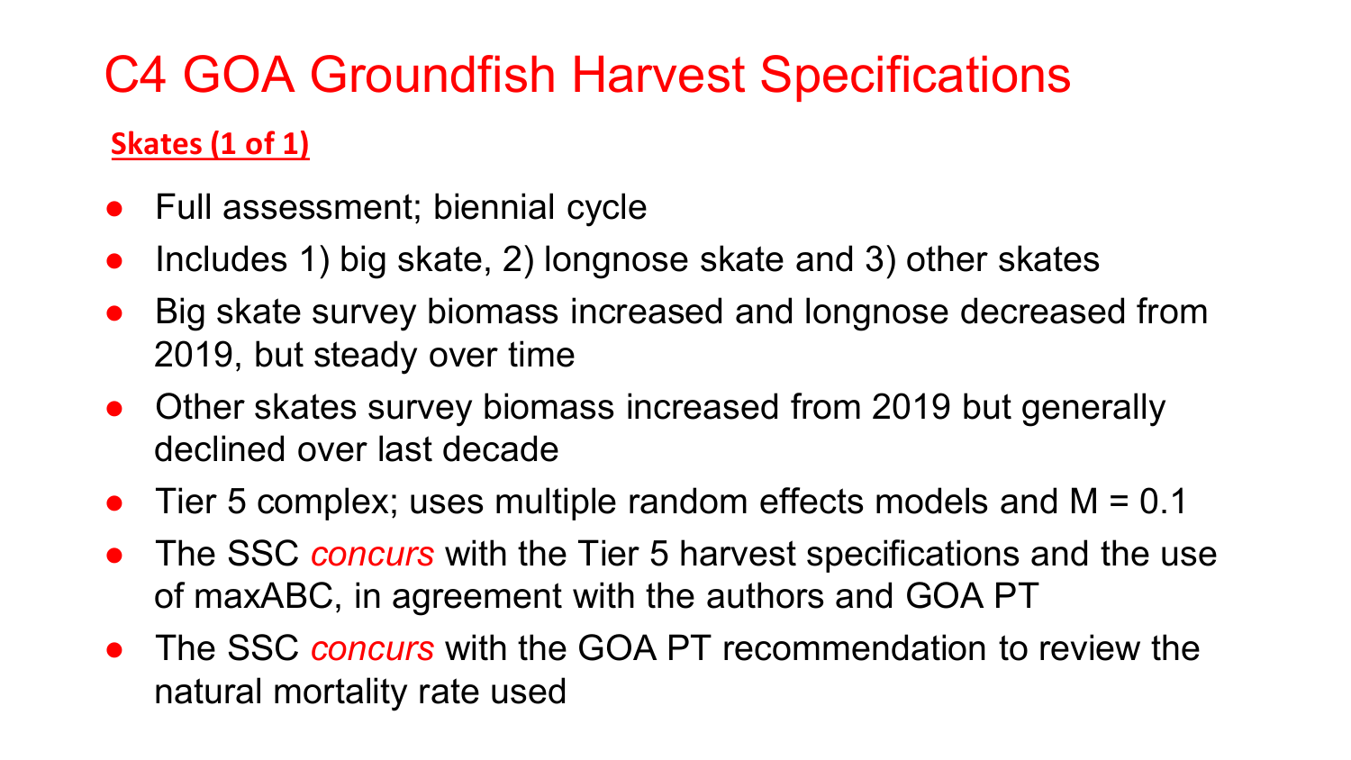# C4 GOA Groundfish Harvest Specifications

**Skates (1 of 1)**

- Full assessment; biennial cycle
- Includes 1) big skate, 2) longnose skate and 3) other skates
- Big skate survey biomass increased and longnose decreased from 2019, but steady over time
- Other skates survey biomass increased from 2019 but generally declined over last decade
- Tier 5 complex; uses multiple random effects models and M = 0.1
- The SSC *concurs* with the Tier 5 harvest specifications and the use of maxABC, in agreement with the authors and GOA PT
- The SSC *concurs* with the GOA PT recommendation to review the natural mortality rate used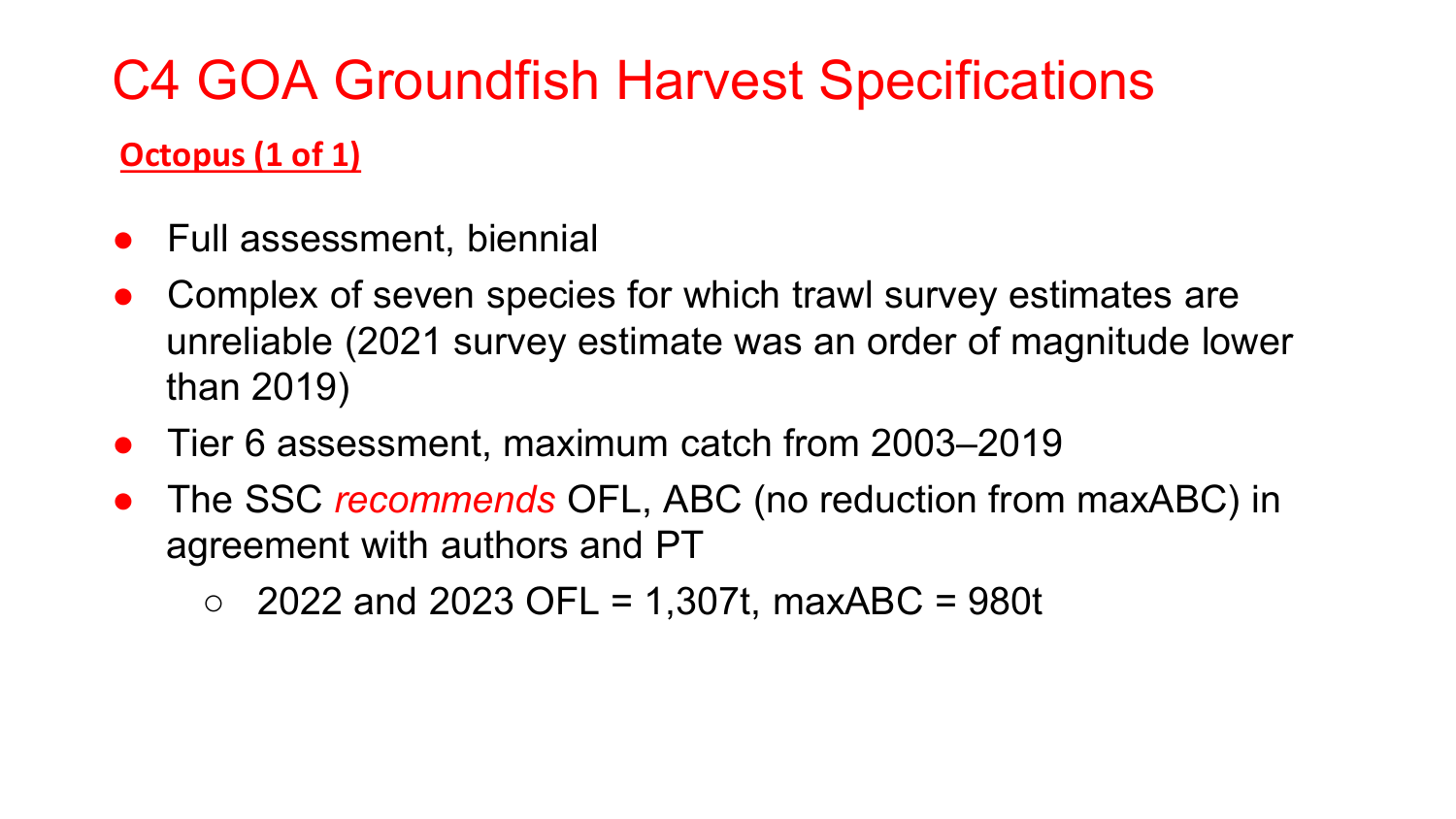# C4 GOA Groundfish Harvest Specifications

**Octopus (1 of 1)**

- Full assessment, biennial
- Complex of seven species for which trawl survey estimates are unreliable (2021 survey estimate was an order of magnitude lower than 2019)
- Tier 6 assessment, maximum catch from 2003–2019
- The SSC *recommends* OFL, ABC (no reduction from maxABC) in agreement with authors and PT
  - 2022 and 2023 OFL = 1,307t, maxABC = 980t